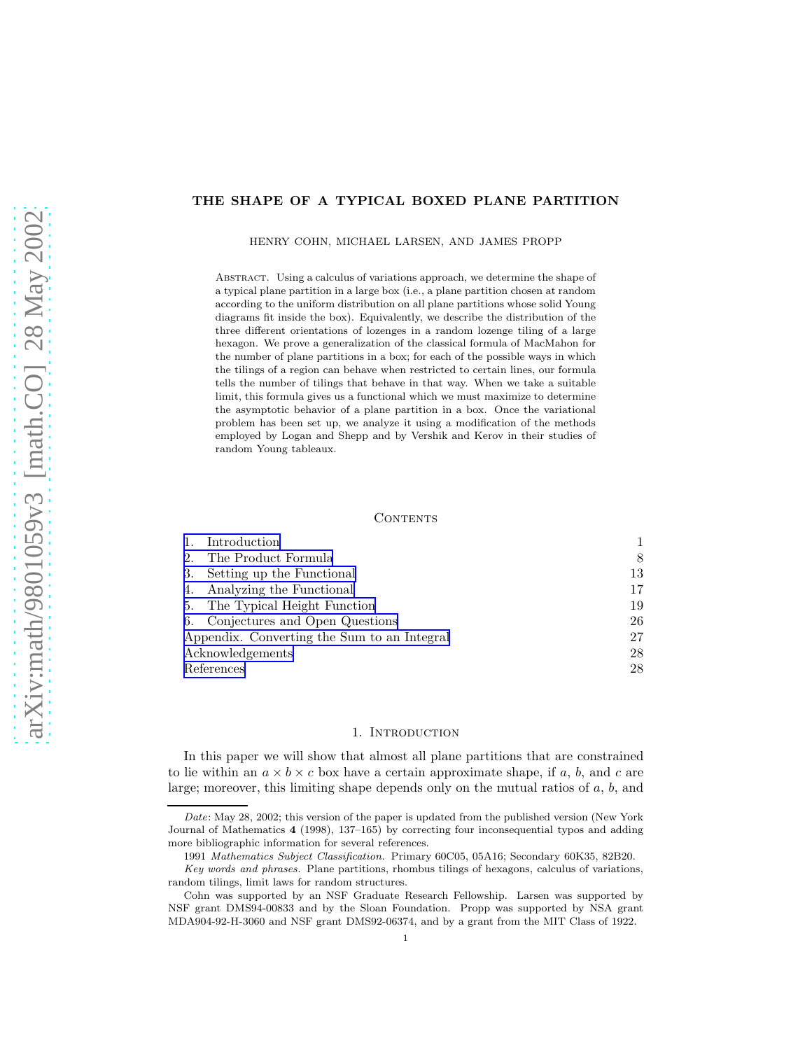# THE SHAPE OF A TYPICAL BOXED PLANE PARTITION

HENRY COHN, MICHAEL LARSEN, AND JAMES PROPP

Abstract. Using a calculus of variations approach, we determine the shape of a typical plane partition in a large box (i.e., a plane partition chosen at random according to the uniform distribution on all plane partitions whose solid Young diagrams fit inside the box). Equivalently, we describe the distribution of the three different orientations of lozenges in a random lozenge tiling of a large hexagon. We prove a generalization of the classical formula of MacMahon for the number of plane partitions in a box; for each of the possible ways in which the tilings of a region can behave when restricted to certain lines, our formula tells the number of tilings that behave in that way. When we take a suitable limit, this formula gives us a functional which we must maximize to determine the asymptotic behavior of a plane partition in a box. Once the variational problem has been set up, we analyze it using a modification of the methods employed by Logan and Shepp and by Vershik and Kerov in their studies of random Young tableaux.

## Contents

| | |
|---|---|
| 1. Introduction | 1 |
| 2. The Product Formula | 8 |
| 3. Setting up the Functional | 13 |
| 4. Analyzing the Functional | 17 |
| 5. The Typical Height Function | 19 |
| 6. Conjectures and Open Questions | 26 |
| Appendix. Converting the Sum to an Integral | 27 |
| Acknowledgements | 28 |
| References | 28 |

## 1. Introduction

In this paper we will show that almost all plane partitions that are constrained to lie within an $a \times b \times c$ box have a certain approximate shape, if $a$, $b$, and $c$ are large; moreover, this limiting shape depends only on the mutual ratios of $a$, $b$, and

---

*Date*: May 28, 2002; this version of the paper is updated from the published version (New York Journal of Mathematics **4** (1998), 137–165) by correcting four inconsequential typos and adding more bibliographic information for several references.

1991 *Mathematics Subject Classification.* Primary 60C05, 05A16; Secondary 60K35, 82B20.

*Key words and phrases.* Plane partitions, rhombus tilings of hexagons, calculus of variations, random tilings, limit laws for random structures.

Cohn was supported by an NSF Graduate Research Fellowship. Larsen was supported by NSF grant DMS94-00833 and by the Sloan Foundation. Propp was supported by NSA grant MDA904-92-H-3060 and NSF grant DMS92-06374, and by a grant from the MIT Class of 1922.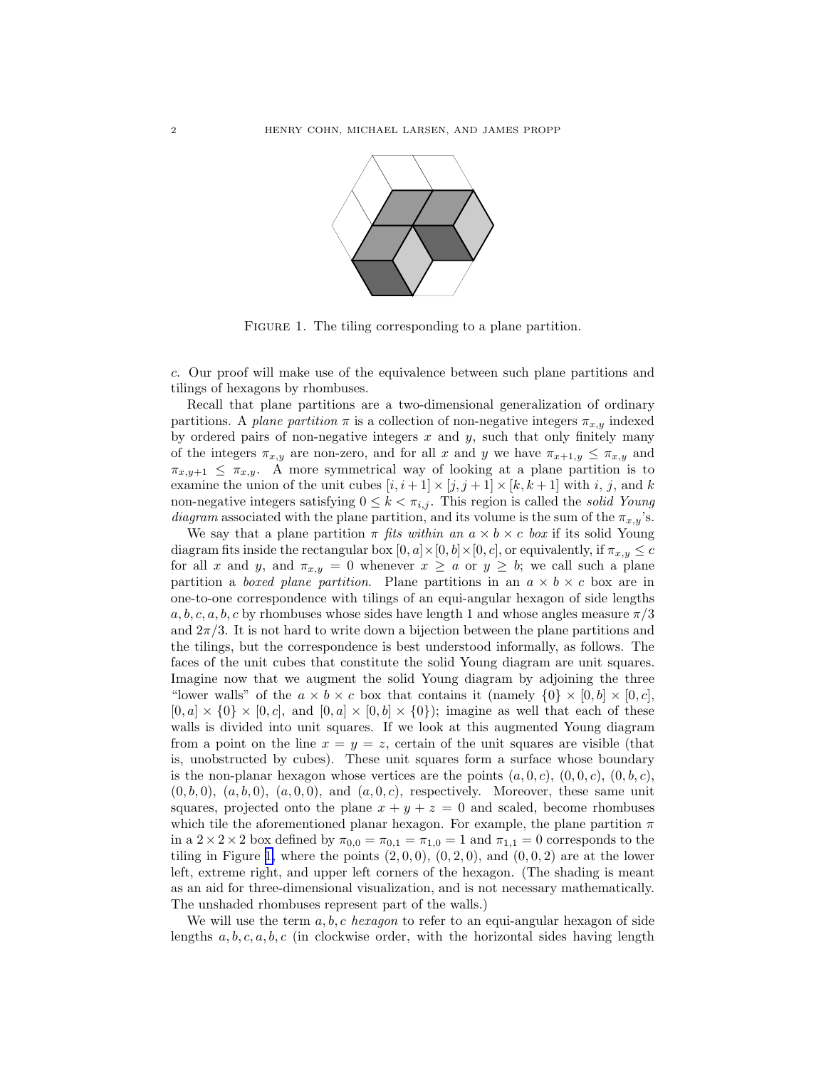FIGURE 1. The tiling corresponding to a plane partition.

$c$. Our proof will make use of the equivalence between such plane partitions and tilings of hexagons by rhombuses.

Recall that plane partitions are a two-dimensional generalization of ordinary partitions. A *plane partition* $\pi$ is a collection of non-negative integers $\pi_{x,y}$ indexed by ordered pairs of non-negative integers $x$ and $y$, such that only finitely many of the integers $\pi_{x,y}$ are non-zero, and for all $x$ and $y$ we have $\pi_{x+1,y} \leq \pi_{x,y}$ and $\pi_{x,y+1} \leq \pi_{x,y}$. A more symmetrical way of looking at a plane partition is to examine the union of the unit cubes $[i, i+1] \times [j, j+1] \times [k, k+1]$ with $i$, $j$, and $k$ non-negative integers satisfying $0 \leq k < \pi_{i,j}$. This region is called the *solid Young diagram* associated with the plane partition, and its volume is the sum of the $\pi_{x,y}$'s.

We say that a plane partition $\pi$ *fits within an* $a \times b \times c$ *box* if its solid Young diagram fits inside the rectangular box $[0, a] \times [0, b] \times [0, c]$, or equivalently, if $\pi_{x,y} \leq c$ for all $x$ and $y$, and $\pi_{x,y} = 0$ whenever $x \geq a$ or $y \geq b$; we call such a plane partition a *boxed plane partition*. Plane partitions in an $a \times b \times c$ box are in one-to-one correspondence with tilings of an equi-angular hexagon of side lengths $a, b, c, a, b, c$ by rhombuses whose sides have length 1 and whose angles measure $\pi/3$ and $2\pi/3$. It is not hard to write down a bijection between the plane partitions and the tilings, but the correspondence is best understood informally, as follows. The faces of the unit cubes that constitute the solid Young diagram are unit squares. Imagine now that we augment the solid Young diagram by adjoining the three "lower walls" of the $a \times b \times c$ box that contains it (namely $\{0\} \times [0, b] \times [0, c]$, $[0, a] \times \{0\} \times [0, c]$, and $[0, a] \times [0, b] \times \{0\}$); imagine as well that each of these walls is divided into unit squares. If we look at this augmented Young diagram from a point on the line $x = y = z$, certain of the unit squares are visible (that is, unobstructed by cubes). These unit squares form a surface whose boundary is the non-planar hexagon whose vertices are the points $(a, 0, c)$, $(0, 0, c)$, $(0, b, c)$, $(0, b, 0)$, $(a, b, 0)$, $(a, 0, 0)$, and $(a, 0, c)$, respectively. Moreover, these same unit squares, projected onto the plane $x + y + z = 0$ and scaled, become rhombuses which tile the aforementioned planar hexagon. For example, the plane partition $\pi$ in a $2 \times 2 \times 2$ box defined by $\pi_{0,0} = \pi_{0,1} = \pi_{1,0} = 1$ and $\pi_{1,1} = 0$ corresponds to the tiling in Figure 1, where the points $(2, 0, 0)$, $(0, 2, 0)$, and $(0, 0, 2)$ are at the lower left, extreme right, and upper left corners of the hexagon. (The shading is meant as an aid for three-dimensional visualization, and is not necessary mathematically. The unshaded rhombuses represent part of the walls.)

We will use the term $a, b, c$ *hexagon* to refer to an equi-angular hexagon of side lengths $a, b, c, a, b, c$ (in clockwise order, with the horizontal sides having length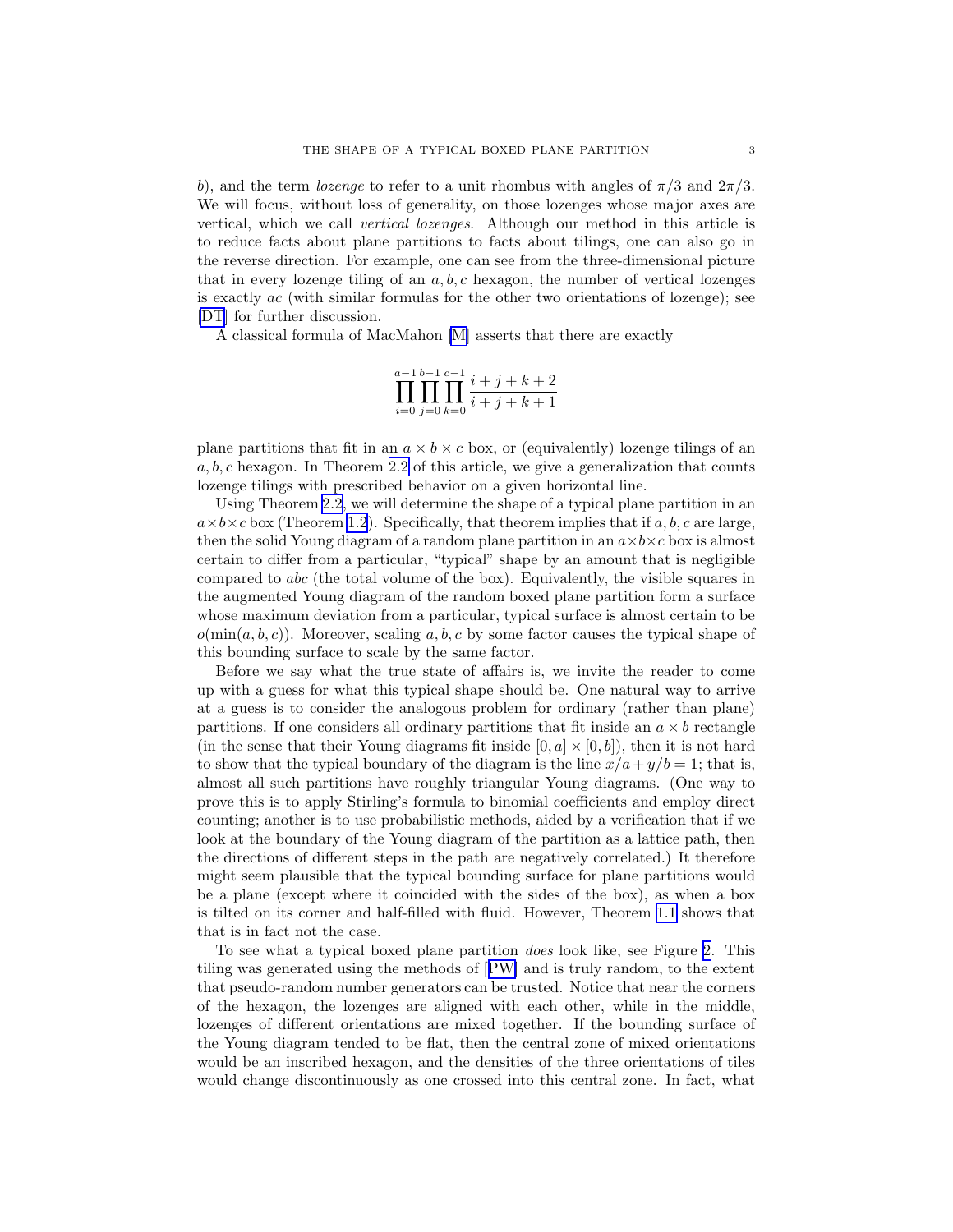$b$), and the term *lozenge* to refer to a unit rhombus with angles of $\pi/3$ and $2\pi/3$. We will focus, without loss of generality, on those lozenges whose major axes are vertical, which we call *vertical lozenges*. Although our method in this article is to reduce facts about plane partitions to facts about tilings, one can also go in the reverse direction. For example, one can see from the three-dimensional picture that in every lozenge tiling of an $a, b, c$ hexagon, the number of vertical lozenges is exactly $ac$ (with similar formulas for the other two orientations of lozenge); see [DT] for further discussion.

A classical formula of MacMahon [M] asserts that there are exactly

$$\prod_{i=0}^{a-1}\prod_{j=0}^{b-1}\prod_{k=0}^{c-1}\frac{i+j+k+2}{i+j+k+1}$$

plane partitions that fit in an $a \times b \times c$ box, or (equivalently) lozenge tilings of an $a, b, c$ hexagon. In Theorem 2.2 of this article, we give a generalization that counts lozenge tilings with prescribed behavior on a given horizontal line.

Using Theorem 2.2, we will determine the shape of a typical plane partition in an $a \times b \times c$ box (Theorem 1.2). Specifically, that theorem implies that if $a, b, c$ are large, then the solid Young diagram of a random plane partition in an $a \times b \times c$ box is almost certain to differ from a particular, "typical" shape by an amount that is negligible compared to $abc$ (the total volume of the box). Equivalently, the visible squares in the augmented Young diagram of the random boxed plane partition form a surface whose maximum deviation from a particular, typical surface is almost certain to be $o(\min(a, b, c))$. Moreover, scaling $a, b, c$ by some factor causes the typical shape of this bounding surface to scale by the same factor.

Before we say what the true state of affairs is, we invite the reader to come up with a guess for what this typical shape should be. One natural way to arrive at a guess is to consider the analogous problem for ordinary (rather than plane) partitions. If one considers all ordinary partitions that fit inside an $a \times b$ rectangle (in the sense that their Young diagrams fit inside $[0, a] \times [0, b]$), then it is not hard to show that the typical boundary of the diagram is the line $x/a + y/b = 1$; that is, almost all such partitions have roughly triangular Young diagrams. (One way to prove this is to apply Stirling's formula to binomial coefficients and employ direct counting; another is to use probabilistic methods, aided by a verification that if we look at the boundary of the Young diagram of the partition as a lattice path, then the directions of different steps in the path are negatively correlated.) It therefore might seem plausible that the typical bounding surface for plane partitions would be a plane (except where it coincided with the sides of the box), as when a box is tilted on its corner and half-filled with fluid. However, Theorem 1.1 shows that that is in fact not the case.

To see what a typical boxed plane partition *does* look like, see Figure 2. This tiling was generated using the methods of [PW] and is truly random, to the extent that pseudo-random number generators can be trusted. Notice that near the corners of the hexagon, the lozenges are aligned with each other, while in the middle, lozenges of different orientations are mixed together. If the bounding surface of the Young diagram tended to be flat, then the central zone of mixed orientations would be an inscribed hexagon, and the densities of the three orientations of tiles would change discontinuously as one crossed into this central zone. In fact, what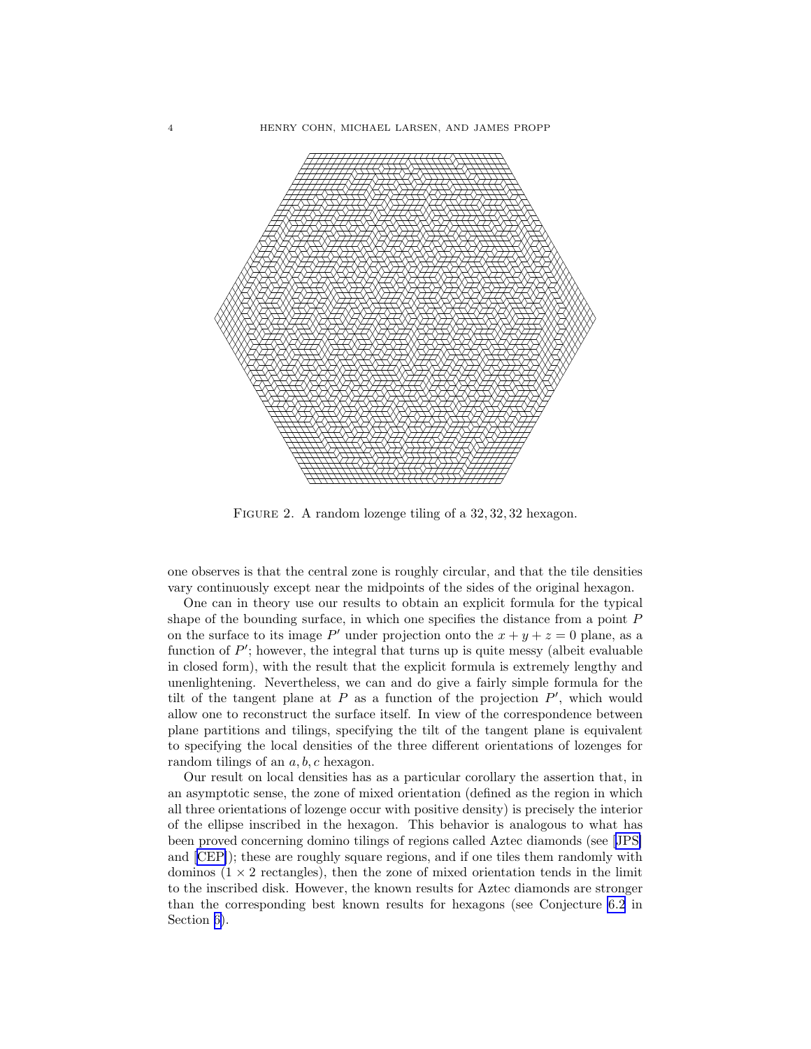Figure 2. A random lozenge tiling of a 32, 32, 32 hexagon.

one observes is that the central zone is roughly circular, and that the tile densities vary continuously except near the midpoints of the sides of the original hexagon.

One can in theory use our results to obtain an explicit formula for the typical shape of the bounding surface, in which one specifies the distance from a point $P$ on the surface to its image $P'$ under projection onto the $x + y + z = 0$ plane, as a function of $P'$; however, the integral that turns up is quite messy (albeit evaluable in closed form), with the result that the explicit formula is extremely lengthy and unenlightening. Nevertheless, we can and do give a fairly simple formula for the tilt of the tangent plane at $P$ as a function of the projection $P'$, which would allow one to reconstruct the surface itself. In view of the correspondence between plane partitions and tilings, specifying the tilt of the tangent plane is equivalent to specifying the local densities of the three different orientations of lozenges for random tilings of an $a, b, c$ hexagon.

Our result on local densities has as a particular corollary the assertion that, in an asymptotic sense, the zone of mixed orientation (defined as the region in which all three orientations of lozenge occur with positive density) is precisely the interior of the ellipse inscribed in the hexagon. This behavior is analogous to what has been proved concerning domino tilings of regions called Aztec diamonds (see [JPS] and [CEP]); these are roughly square regions, and if one tiles them randomly with dominos ($1 \times 2$ rectangles), then the zone of mixed orientation tends in the limit to the inscribed disk. However, the known results for Aztec diamonds are stronger than the corresponding best known results for hexagons (see Conjecture 6.2 in Section 6).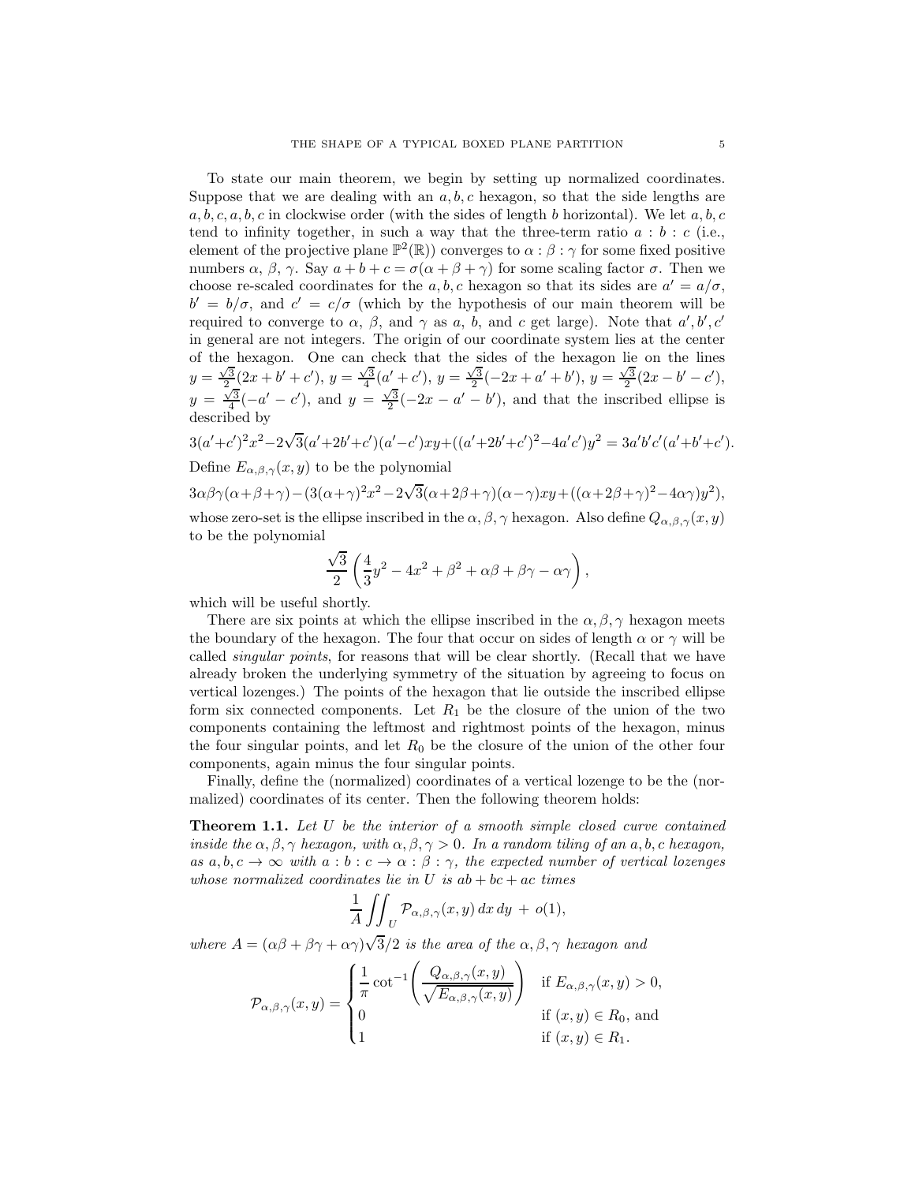To state our main theorem, we begin by setting up normalized coordinates. Suppose that we are dealing with an $a, b, c$ hexagon, so that the side lengths are $a, b, c, a, b, c$ in clockwise order (with the sides of length $b$ horizontal). We let $a, b, c$ tend to infinity together, in such a way that the three-term ratio $a : b : c$ (i.e., element of the projective plane $\mathbb{P}^2(\mathbb{R})$) converges to $\alpha : \beta : \gamma$ for some fixed positive numbers $\alpha$, $\beta$, $\gamma$. Say $a + b + c = \sigma(\alpha + \beta + \gamma)$ for some scaling factor $\sigma$. Then we choose re-scaled coordinates for the $a, b, c$ hexagon so that its sides are $a' = a/\sigma$, $b' = b/\sigma$, and $c' = c/\sigma$ (which by the hypothesis of our main theorem will be required to converge to $\alpha$, $\beta$, and $\gamma$ as $a$, $b$, and $c$ get large). Note that $a', b', c'$ in general are not integers. The origin of our coordinate system lies at the center of the hexagon. One can check that the sides of the hexagon lie on the lines $y = \frac{\sqrt{3}}{2}(2x + b' + c')$, $y = \frac{\sqrt{3}}{4}(a' + c')$, $y = \frac{\sqrt{3}}{2}(-2x + a' + b')$, $y = \frac{\sqrt{3}}{2}(2x - b' - c')$, $y = \frac{\sqrt{3}}{4}(-a' - c')$, and $y = \frac{\sqrt{3}}{2}(-2x - a' - b')$, and that the inscribed ellipse is described by

$$3(a'+c')^2x^2 - 2\sqrt{3}(a'+2b'+c')(a'-c')xy + ((a'+2b'+c')^2 - 4a'c')y^2 = 3a'b'c'(a'+b'+c').$$

Define $E_{\alpha,\beta,\gamma}(x, y)$ to be the polynomial

$$3\alpha\beta\gamma(\alpha+\beta+\gamma) - (3(\alpha+\gamma)^2x^2 - 2\sqrt{3}(\alpha+2\beta+\gamma)(\alpha-\gamma)xy + ((\alpha+2\beta+\gamma)^2 - 4\alpha\gamma)y^2),$$

whose zero-set is the ellipse inscribed in the $\alpha, \beta, \gamma$ hexagon. Also define $Q_{\alpha,\beta,\gamma}(x, y)$ to be the polynomial

$$\frac{\sqrt{3}}{2}\left(\frac{4}{3}y^2 - 4x^2 + \beta^2 + \alpha\beta + \beta\gamma - \alpha\gamma\right),$$

which will be useful shortly.

There are six points at which the ellipse inscribed in the $\alpha, \beta, \gamma$ hexagon meets the boundary of the hexagon. The four that occur on sides of length $\alpha$ or $\gamma$ will be called *singular points*, for reasons that will be clear shortly. (Recall that we have already broken the underlying symmetry of the situation by agreeing to focus on vertical lozenges.) The points of the hexagon that lie outside the inscribed ellipse form six connected components. Let $R_1$ be the closure of the union of the two components containing the leftmost and rightmost points of the hexagon, minus the four singular points, and let $R_0$ be the closure of the union of the other four components, again minus the four singular points.

Finally, define the (normalized) coordinates of a vertical lozenge to be the (normalized) coordinates of its center. Then the following theorem holds:

**Theorem 1.1.** *Let $U$ be the interior of a smooth simple closed curve contained inside the $\alpha, \beta, \gamma$ hexagon, with $\alpha, \beta, \gamma > 0$. In a random tiling of an $a, b, c$ hexagon, as $a, b, c \to \infty$ with $a : b : c \to \alpha : \beta : \gamma$, the expected number of vertical lozenges whose normalized coordinates lie in $U$ is $ab + bc + ac$ times*

$$\frac{1}{A}\iint_U \mathcal{P}_{\alpha,\beta,\gamma}(x, y)\, dx\, dy \;+\; o(1),$$

*where $A = (\alpha\beta + \beta\gamma + \alpha\gamma)\sqrt{3}/2$ is the area of the $\alpha, \beta, \gamma$ hexagon and*

$$\mathcal{P}_{\alpha,\beta,\gamma}(x, y) = \begin{cases} \dfrac{1}{\pi}\cot^{-1}\left(\dfrac{Q_{\alpha,\beta,\gamma}(x, y)}{\sqrt{E_{\alpha,\beta,\gamma}(x, y)}}\right) & \text{if } E_{\alpha,\beta,\gamma}(x, y) > 0, \\ 0 & \text{if } (x, y) \in R_0, \text{ and} \\ 1 & \text{if } (x, y) \in R_1. \end{cases}$$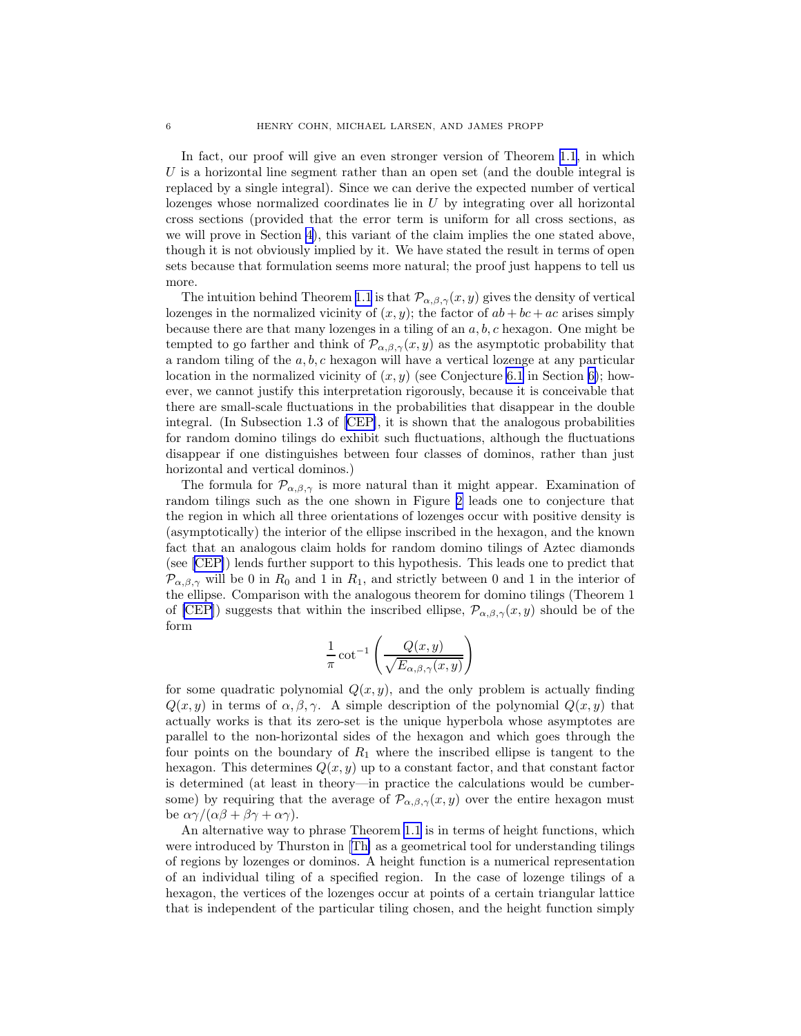In fact, our proof will give an even stronger version of Theorem 1.1, in which $U$ is a horizontal line segment rather than an open set (and the double integral is replaced by a single integral). Since we can derive the expected number of vertical lozenges whose normalized coordinates lie in $U$ by integrating over all horizontal cross sections (provided that the error term is uniform for all cross sections, as we will prove in Section 4), this variant of the claim implies the one stated above, though it is not obviously implied by it. We have stated the result in terms of open sets because that formulation seems more natural; the proof just happens to tell us more.

The intuition behind Theorem 1.1 is that $\mathcal{P}_{\alpha,\beta,\gamma}(x, y)$ gives the density of vertical lozenges in the normalized vicinity of $(x, y)$; the factor of $ab+bc+ac$ arises simply because there are that many lozenges in a tiling of an $a, b, c$ hexagon. One might be tempted to go farther and think of $\mathcal{P}_{\alpha,\beta,\gamma}(x, y)$ as the asymptotic probability that a random tiling of the $a, b, c$ hexagon will have a vertical lozenge at any particular location in the normalized vicinity of $(x, y)$ (see Conjecture 6.1 in Section 6); however, we cannot justify this interpretation rigorously, because it is conceivable that there are small-scale fluctuations in the probabilities that disappear in the double integral. (In Subsection 1.3 of [CEP], it is shown that the analogous probabilities for random domino tilings do exhibit such fluctuations, although the fluctuations disappear if one distinguishes between four classes of dominos, rather than just horizontal and vertical dominos.)

The formula for $\mathcal{P}_{\alpha,\beta,\gamma}$ is more natural than it might appear. Examination of random tilings such as the one shown in Figure 2 leads one to conjecture that the region in which all three orientations of lozenges occur with positive density is (asymptotically) the interior of the ellipse inscribed in the hexagon, and the known fact that an analogous claim holds for random domino tilings of Aztec diamonds (see [CEP]) lends further support to this hypothesis. This leads one to predict that $\mathcal{P}_{\alpha,\beta,\gamma}$ will be 0 in $R_0$ and 1 in $R_1$, and strictly between 0 and 1 in the interior of the ellipse. Comparison with the analogous theorem for domino tilings (Theorem 1 of [CEP]) suggests that within the inscribed ellipse, $\mathcal{P}_{\alpha,\beta,\gamma}(x, y)$ should be of the form

$$\frac{1}{\pi}\cot^{-1}\left(\frac{Q(x,y)}{\sqrt{E_{\alpha,\beta,\gamma}(x,y)}}\right)$$

for some quadratic polynomial $Q(x, y)$, and the only problem is actually finding $Q(x, y)$ in terms of $\alpha, \beta, \gamma$. A simple description of the polynomial $Q(x, y)$ that actually works is that its zero-set is the unique hyperbola whose asymptotes are parallel to the non-horizontal sides of the hexagon and which goes through the four points on the boundary of $R_1$ where the inscribed ellipse is tangent to the hexagon. This determines $Q(x, y)$ up to a constant factor, and that constant factor is determined (at least in theory—in practice the calculations would be cumbersome) by requiring that the average of $\mathcal{P}_{\alpha,\beta,\gamma}(x, y)$ over the entire hexagon must be $\alpha\gamma/(\alpha\beta + \beta\gamma + \alpha\gamma)$.

An alternative way to phrase Theorem 1.1 is in terms of height functions, which were introduced by Thurston in [Th] as a geometrical tool for understanding tilings of regions by lozenges or dominos. A height function is a numerical representation of an individual tiling of a specified region. In the case of lozenge tilings of a hexagon, the vertices of the lozenges occur at points of a certain triangular lattice that is independent of the particular tiling chosen, and the height function simply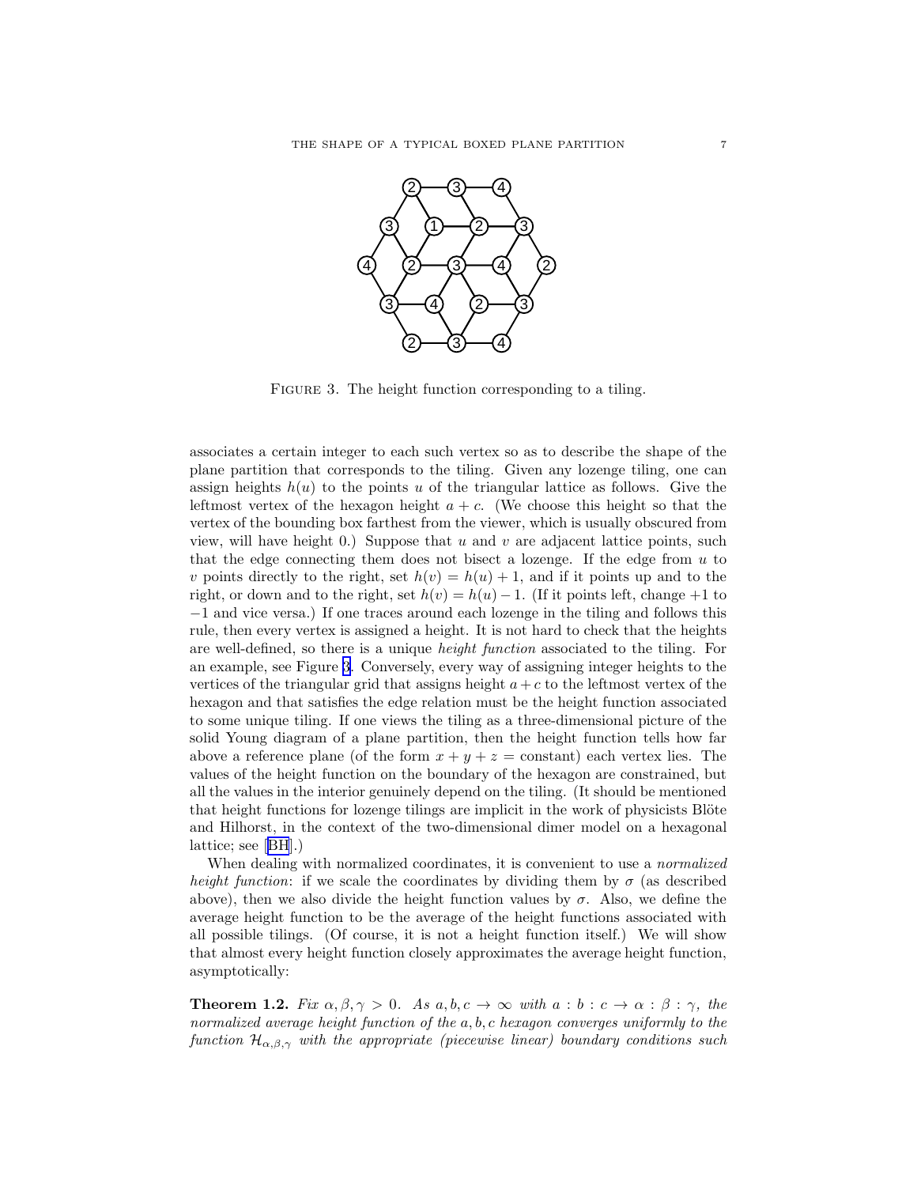FIGURE 3. The height function corresponding to a tiling.

associates a certain integer to each such vertex so as to describe the shape of the plane partition that corresponds to the tiling. Given any lozenge tiling, one can assign heights $h(u)$ to the points $u$ of the triangular lattice as follows. Give the leftmost vertex of the hexagon height $a + c$. (We choose this height so that the vertex of the bounding box farthest from the viewer, which is usually obscured from view, will have height 0.) Suppose that $u$ and $v$ are adjacent lattice points, such that the edge connecting them does not bisect a lozenge. If the edge from $u$ to $v$ points directly to the right, set $h(v) = h(u) + 1$, and if it points up and to the right, or down and to the right, set $h(v) = h(u) - 1$. (If it points left, change $+1$ to $-1$ and vice versa.) If one traces around each lozenge in the tiling and follows this rule, then every vertex is assigned a height. It is not hard to check that the heights are well-defined, so there is a unique *height function* associated to the tiling. For an example, see Figure 3. Conversely, every way of assigning integer heights to the vertices of the triangular grid that assigns height $a + c$ to the leftmost vertex of the hexagon and that satisfies the edge relation must be the height function associated to some unique tiling. If one views the tiling as a three-dimensional picture of the solid Young diagram of a plane partition, then the height function tells how far above a reference plane (of the form $x + y + z =$ constant) each vertex lies. The values of the height function on the boundary of the hexagon are constrained, but all the values in the interior genuinely depend on the tiling. (It should be mentioned that height functions for lozenge tilings are implicit in the work of physicists Blöte and Hilhorst, in the context of the two-dimensional dimer model on a hexagonal lattice; see [BH].)

When dealing with normalized coordinates, it is convenient to use a *normalized height function*: if we scale the coordinates by dividing them by $\sigma$ (as described above), then we also divide the height function values by $\sigma$. Also, we define the average height function to be the average of the height functions associated with all possible tilings. (Of course, it is not a height function itself.) We will show that almost every height function closely approximates the average height function, asymptotically:

**Theorem 1.2.** *Fix $\alpha, \beta, \gamma > 0$. As $a, b, c \to \infty$ with $a : b : c \to \alpha : \beta : \gamma$, the normalized average height function of the $a, b, c$ hexagon converges uniformly to the function $\mathcal{H}_{\alpha,\beta,\gamma}$ with the appropriate (piecewise linear) boundary conditions such*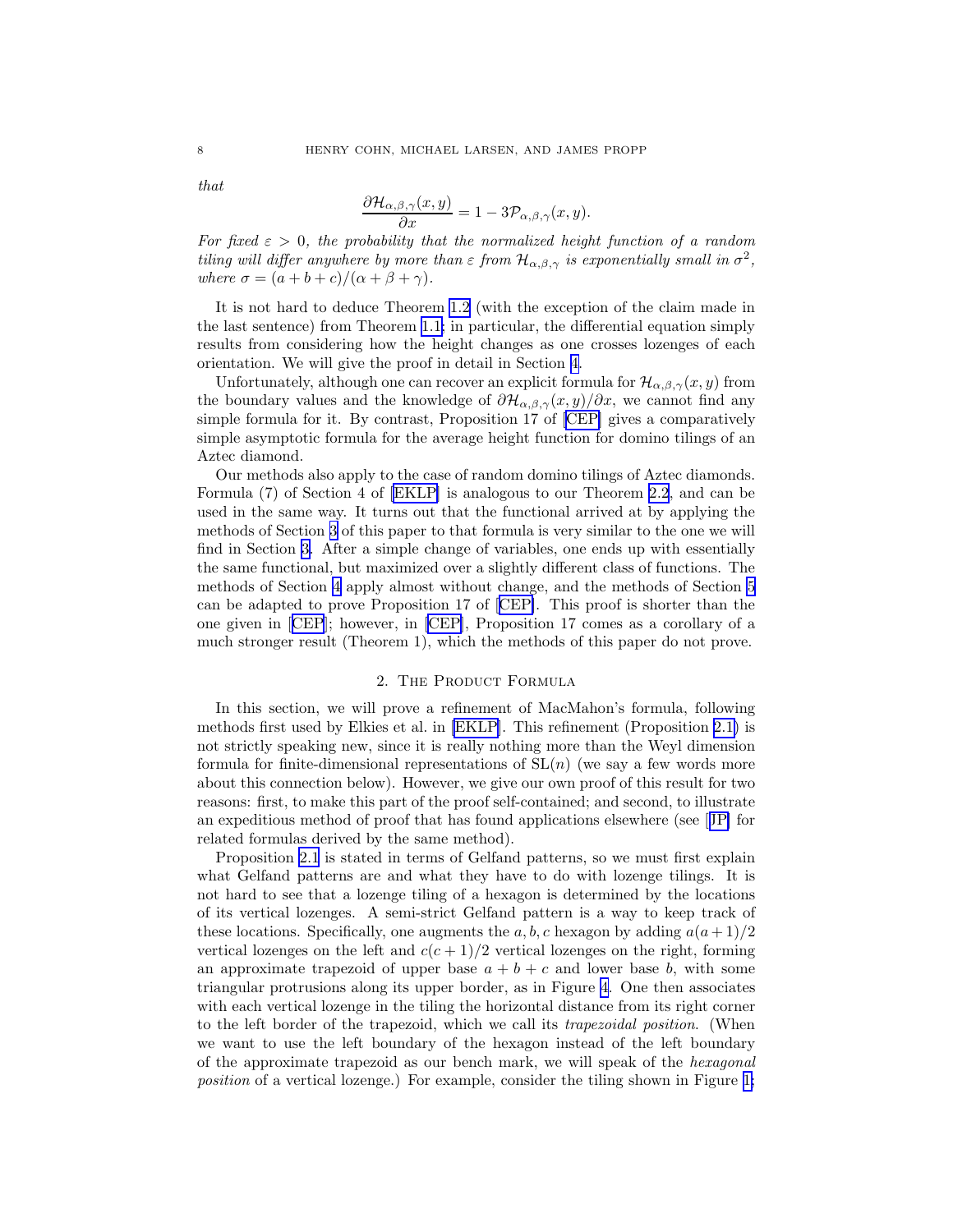*that*

$$\frac{\partial \mathcal{H}_{\alpha,\beta,\gamma}(x,y)}{\partial x} = 1 - 3\mathcal{P}_{\alpha,\beta,\gamma}(x,y).$$

*For fixed $\varepsilon > 0$, the probability that the normalized height function of a random tiling will differ anywhere by more than $\varepsilon$ from $\mathcal{H}_{\alpha,\beta,\gamma}$ is exponentially small in $\sigma^2$, where $\sigma = (a+b+c)/(\alpha+\beta+\gamma)$.*

It is not hard to deduce Theorem 1.2 (with the exception of the claim made in the last sentence) from Theorem 1.1; in particular, the differential equation simply results from considering how the height changes as one crosses lozenges of each orientation. We will give the proof in detail in Section 4.

Unfortunately, although one can recover an explicit formula for $\mathcal{H}_{\alpha,\beta,\gamma}(x,y)$ from the boundary values and the knowledge of $\partial\mathcal{H}_{\alpha,\beta,\gamma}(x,y)/\partial x$, we cannot find any simple formula for it. By contrast, Proposition 17 of [CEP] gives a comparatively simple asymptotic formula for the average height function for domino tilings of an Aztec diamond.

Our methods also apply to the case of random domino tilings of Aztec diamonds. Formula (7) of Section 4 of [EKLP] is analogous to our Theorem 2.2, and can be used in the same way. It turns out that the functional arrived at by applying the methods of Section 3 of this paper to that formula is very similar to the one we will find in Section 3. After a simple change of variables, one ends up with essentially the same functional, but maximized over a slightly different class of functions. The methods of Section 4 apply almost without change, and the methods of Section 5 can be adapted to prove Proposition 17 of [CEP]. This proof is shorter than the one given in [CEP]; however, in [CEP], Proposition 17 comes as a corollary of a much stronger result (Theorem 1), which the methods of this paper do not prove.

## 2. The Product Formula

In this section, we will prove a refinement of MacMahon's formula, following methods first used by Elkies et al. in [EKLP]. This refinement (Proposition 2.1) is not strictly speaking new, since it is really nothing more than the Weyl dimension formula for finite-dimensional representations of $\mathrm{SL}(n)$ (we say a few words more about this connection below). However, we give our own proof of this result for two reasons: first, to make this part of the proof self-contained; and second, to illustrate an expeditious method of proof that has found applications elsewhere (see [JP] for related formulas derived by the same method).

Proposition 2.1 is stated in terms of Gelfand patterns, so we must first explain what Gelfand patterns are and what they have to do with lozenge tilings. It is not hard to see that a lozenge tiling of a hexagon is determined by the locations of its vertical lozenges. A semi-strict Gelfand pattern is a way to keep track of these locations. Specifically, one augments the $a, b, c$ hexagon by adding $a(a+1)/2$ vertical lozenges on the left and $c(c+1)/2$ vertical lozenges on the right, forming an approximate trapezoid of upper base $a+b+c$ and lower base $b$, with some triangular protrusions along its upper border, as in Figure 4. One then associates with each vertical lozenge in the tiling the horizontal distance from its right corner to the left border of the trapezoid, which we call its *trapezoidal position*. (When we want to use the left boundary of the hexagon instead of the left boundary of the approximate trapezoid as our bench mark, we will speak of the *hexagonal position* of a vertical lozenge.) For example, consider the tiling shown in Figure 1;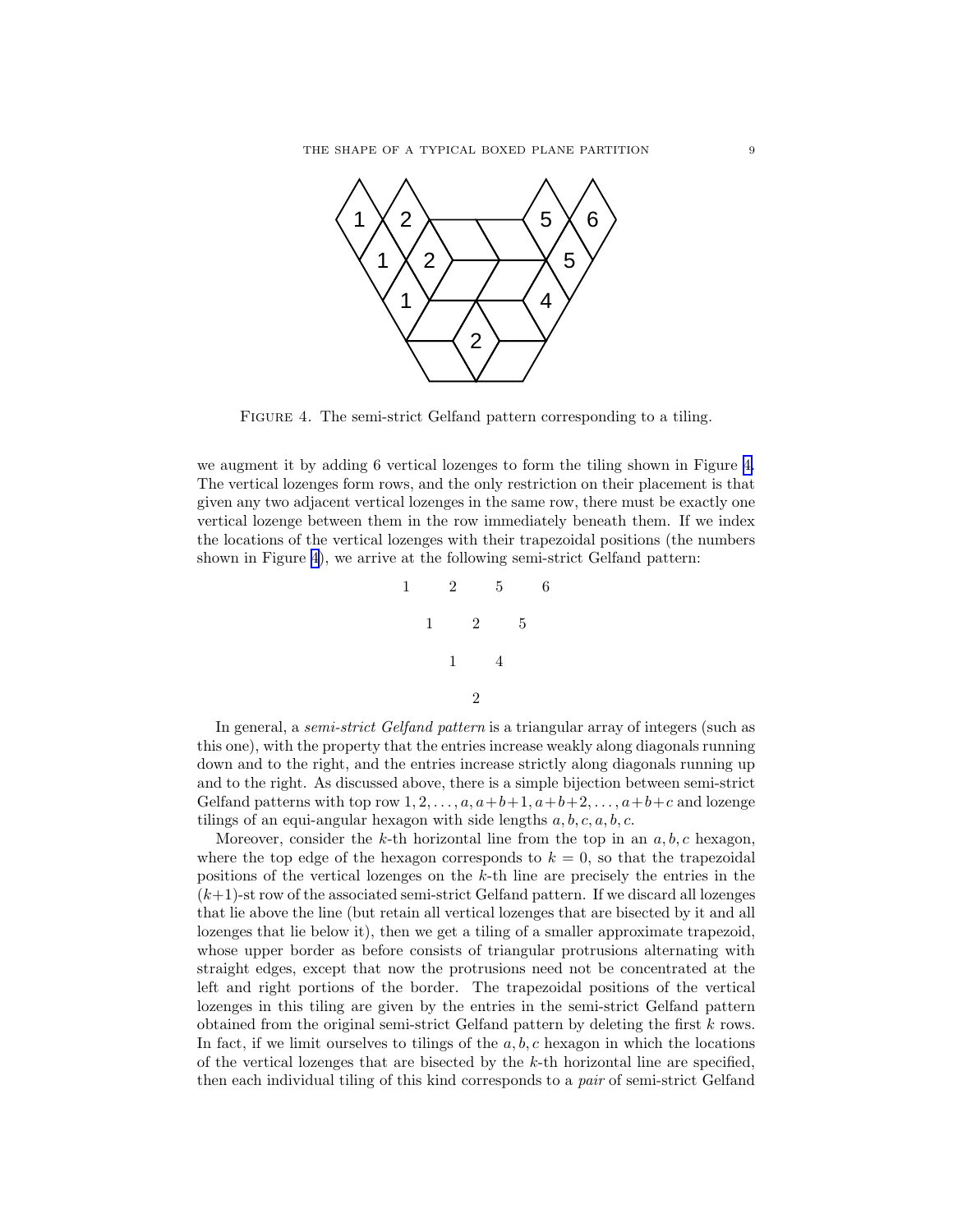FIGURE 4. The semi-strict Gelfand pattern corresponding to a tiling.

we augment it by adding 6 vertical lozenges to form the tiling shown in Figure 4. The vertical lozenges form rows, and the only restriction on their placement is that given any two adjacent vertical lozenges in the same row, there must be exactly one vertical lozenge between them in the row immediately beneath them. If we index the locations of the vertical lozenges with their trapezoidal positions (the numbers shown in Figure 4), we arrive at the following semi-strict Gelfand pattern:

$$\begin{array}{ccccccc} 1 & & 2 & & 5 & & 6 \\ & 1 & & 2 & & 5 & \\ & & 1 & & 4 & & \\ & & & 2 & & & \end{array}$$

In general, a *semi-strict Gelfand pattern* is a triangular array of integers (such as this one), with the property that the entries increase weakly along diagonals running down and to the right, and the entries increase strictly along diagonals running up and to the right. As discussed above, there is a simple bijection between semi-strict Gelfand patterns with top row $1, 2, \ldots, a, a+b+1, a+b+2, \ldots, a+b+c$ and lozenge tilings of an equi-angular hexagon with side lengths $a, b, c, a, b, c$.

Moreover, consider the $k$-th horizontal line from the top in an $a, b, c$ hexagon, where the top edge of the hexagon corresponds to $k = 0$, so that the trapezoidal positions of the vertical lozenges on the $k$-th line are precisely the entries in the $(k+1)$-st row of the associated semi-strict Gelfand pattern. If we discard all lozenges that lie above the line (but retain all vertical lozenges that are bisected by it and all lozenges that lie below it), then we get a tiling of a smaller approximate trapezoid, whose upper border as before consists of triangular protrusions alternating with straight edges, except that now the protrusions need not be concentrated at the left and right portions of the border. The trapezoidal positions of the vertical lozenges in this tiling are given by the entries in the semi-strict Gelfand pattern obtained from the original semi-strict Gelfand pattern by deleting the first $k$ rows. In fact, if we limit ourselves to tilings of the $a, b, c$ hexagon in which the locations of the vertical lozenges that are bisected by the $k$-th horizontal line are specified, then each individual tiling of this kind corresponds to a *pair* of semi-strict Gelfand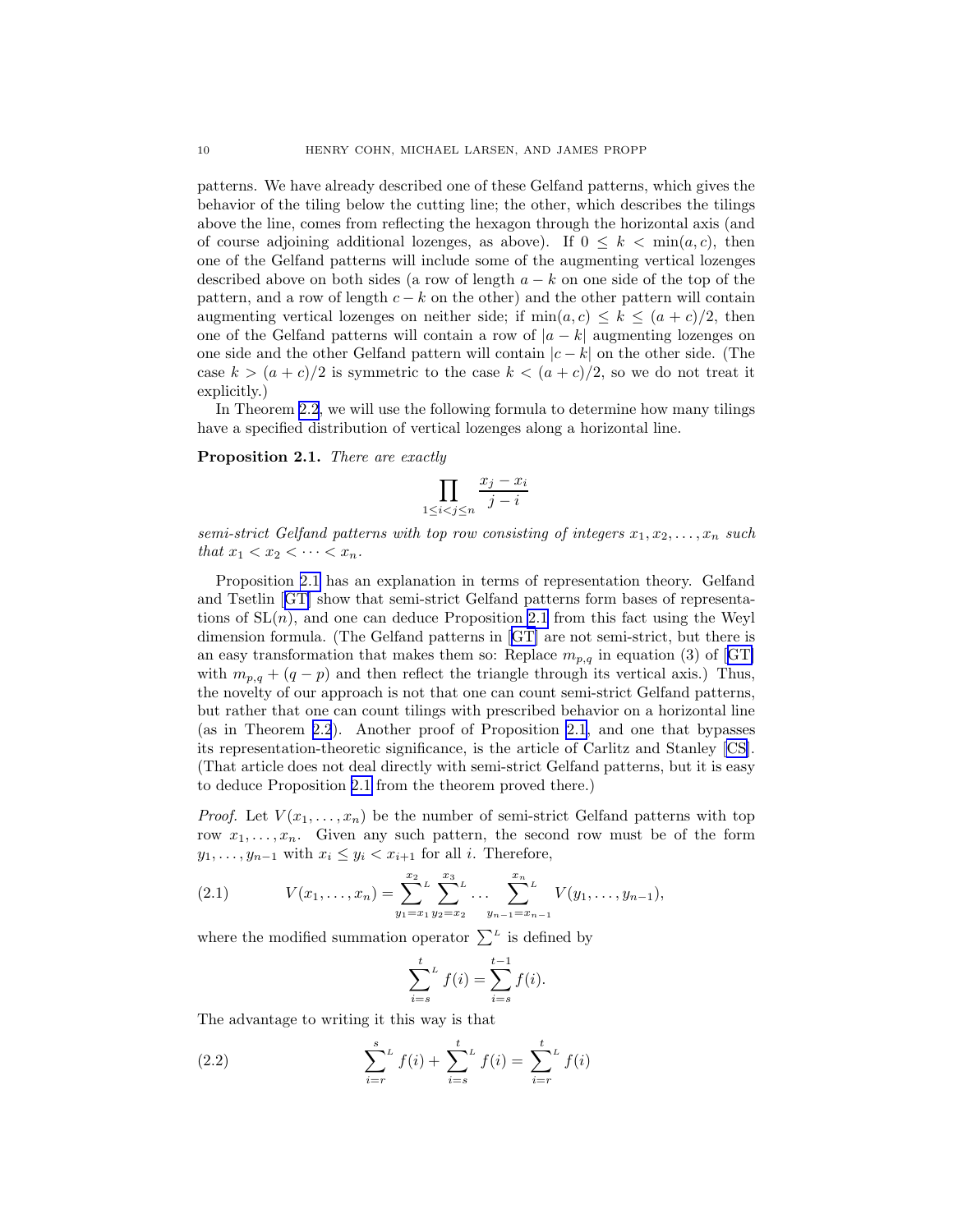patterns. We have already described one of these Gelfand patterns, which gives the behavior of the tiling below the cutting line; the other, which describes the tilings above the line, comes from reflecting the hexagon through the horizontal axis (and of course adjoining additional lozenges, as above). If $0 \le k < \min(a, c)$, then one of the Gelfand patterns will include some of the augmenting vertical lozenges described above on both sides (a row of length $a - k$ on one side of the top of the pattern, and a row of length $c - k$ on the other) and the other pattern will contain augmenting vertical lozenges on neither side; if $\min(a, c) \le k \le (a + c)/2$, then one of the Gelfand patterns will contain a row of $|a - k|$ augmenting lozenges on one side and the other Gelfand pattern will contain $|c - k|$ on the other side. (The case $k > (a + c)/2$ is symmetric to the case $k < (a + c)/2$, so we do not treat it explicitly.)

In Theorem 2.2, we will use the following formula to determine how many tilings have a specified distribution of vertical lozenges along a horizontal line.

**Proposition 2.1.** *There are exactly*

$$\prod_{1 \le i < j \le n} \frac{x_j - x_i}{j - i}$$

*semi-strict Gelfand patterns with top row consisting of integers $x_1, x_2, \ldots, x_n$ such that $x_1 < x_2 < \cdots < x_n$.*

Proposition 2.1 has an explanation in terms of representation theory. Gelfand and Tsetlin [GT] show that semi-strict Gelfand patterns form bases of representations of $\mathrm{SL}(n)$, and one can deduce Proposition 2.1 from this fact using the Weyl dimension formula. (The Gelfand patterns in [GT] are not semi-strict, but there is an easy transformation that makes them so: Replace $m_{p,q}$ in equation (3) of [GT] with $m_{p,q} + (q - p)$ and then reflect the triangle through its vertical axis.) Thus, the novelty of our approach is not that one can count semi-strict Gelfand patterns, but rather that one can count tilings with prescribed behavior on a horizontal line (as in Theorem 2.2). Another proof of Proposition 2.1, and one that bypasses its representation-theoretic significance, is the article of Carlitz and Stanley [CS]. (That article does not deal directly with semi-strict Gelfand patterns, but it is easy to deduce Proposition 2.1 from the theorem proved there.)

*Proof.* Let $V(x_1, \ldots, x_n)$ be the number of semi-strict Gelfand patterns with top row $x_1, \ldots, x_n$. Given any such pattern, the second row must be of the form $y_1, \ldots, y_{n-1}$ with $x_i \le y_i < x_{i+1}$ for all $i$. Therefore,

$$V(x_1, \ldots, x_n) = {\sum_{y_1 = x_1}^{x_2}}^{L} {\sum_{y_2 = x_2}^{x_3}}^{L} \cdots {\sum_{y_{n-1} = x_{n-1}}^{x_n}}^{L} V(y_1, \ldots, y_{n-1}), \tag{2.1}$$

where the modified summation operator $\sum^L$ is defined by

$${\sum_{i=s}^{t}}^{L} f(i) = \sum_{i=s}^{t-1} f(i).$$

The advantage to writing it this way is that

$${\sum_{i=r}^{s}}^{L} f(i) + {\sum_{i=s}^{t}}^{L} f(i) = {\sum_{i=r}^{t}}^{L} f(i) \tag{2.2}$$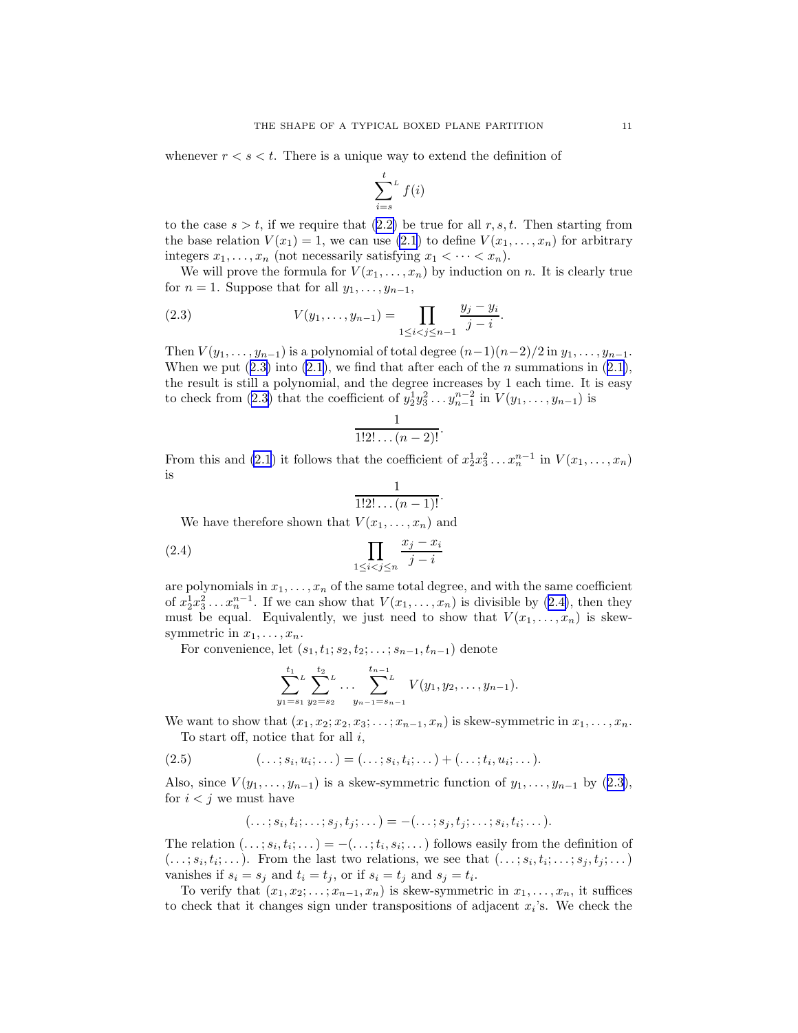whenever $r < s < t$. There is a unique way to extend the definition of

$$\sum_{i=s}^{t}{}^{L} f(i)$$

to the case $s > t$, if we require that (2.2) be true for all $r, s, t$. Then starting from the base relation $V(x_1) = 1$, we can use (2.1) to define $V(x_1, \ldots, x_n)$ for arbitrary integers $x_1, \ldots, x_n$ (not necessarily satisfying $x_1 < \cdots < x_n$).

We will prove the formula for $V(x_1, \ldots, x_n)$ by induction on $n$. It is clearly true for $n = 1$. Suppose that for all $y_1, \ldots, y_{n-1}$,

$$V(y_1, \ldots, y_{n-1}) = \prod_{1 \le i < j \le n-1} \frac{y_j - y_i}{j - i}. \tag{2.3}$$

Then $V(y_1, \ldots, y_{n-1})$ is a polynomial of total degree $(n-1)(n-2)/2$ in $y_1, \ldots, y_{n-1}$. When we put (2.3) into (2.1), we find that after each of the $n$ summations in (2.1), the result is still a polynomial, and the degree increases by 1 each time. It is easy to check from (2.3) that the coefficient of $y_2^1 y_3^2 \ldots y_{n-1}^{n-2}$ in $V(y_1, \ldots, y_{n-1})$ is

$$\frac{1}{1!2!\ldots(n-2)!}.$$

From this and (2.1) it follows that the coefficient of $x_2^1 x_3^2 \ldots x_n^{n-1}$ in $V(x_1, \ldots, x_n)$ is

$$\frac{1}{1!2!\ldots(n-1)!}.$$

We have therefore shown that $V(x_1, \ldots, x_n)$ and

$$\prod_{1 \le i < j \le n} \frac{x_j - x_i}{j - i} \tag{2.4}$$

are polynomials in $x_1, \ldots, x_n$ of the same total degree, and with the same coefficient of $x_2^1 x_3^2 \ldots x_n^{n-1}$. If we can show that $V(x_1, \ldots, x_n)$ is divisible by (2.4), then they must be equal. Equivalently, we just need to show that $V(x_1, \ldots, x_n)$ is skew-symmetric in $x_1, \ldots, x_n$.

For convenience, let $(s_1, t_1; s_2, t_2; \ldots; s_{n-1}, t_{n-1})$ denote

$$\sum_{y_1=s_1}^{t_1}{}^{L} \sum_{y_2=s_2}^{t_2}{}^{L} \cdots \sum_{y_{n-1}=s_{n-1}}^{t_{n-1}}{}^{L} V(y_1, y_2, \ldots, y_{n-1}).$$

We want to show that $(x_1, x_2; x_2, x_3; \ldots; x_{n-1}, x_n)$ is skew-symmetric in $x_1, \ldots, x_n$.

To start off, notice that for all $i$,

$$(\ldots; s_i, u_i; \ldots) = (\ldots; s_i, t_i; \ldots) + (\ldots; t_i, u_i; \ldots). \tag{2.5}$$

Also, since $V(y_1, \ldots, y_{n-1})$ is a skew-symmetric function of $y_1, \ldots, y_{n-1}$ by (2.3), for $i < j$ we must have

$$(\ldots; s_i, t_i; \ldots; s_j, t_j; \ldots) = -(\ldots; s_j, t_j; \ldots; s_i, t_i; \ldots).$$

The relation $(\ldots; s_i, t_i; \ldots) = -(\ldots; t_i, s_i; \ldots)$ follows easily from the definition of $(\ldots; s_i, t_i; \ldots)$. From the last two relations, we see that $(\ldots; s_i, t_i; \ldots; s_j, t_j; \ldots)$ vanishes if $s_i = s_j$ and $t_i = t_j$, or if $s_i = t_j$ and $s_j = t_i$.

To verify that $(x_1, x_2; \ldots; x_{n-1}, x_n)$ is skew-symmetric in $x_1, \ldots, x_n$, it suffices to check that it changes sign under transpositions of adjacent $x_i$'s. We check the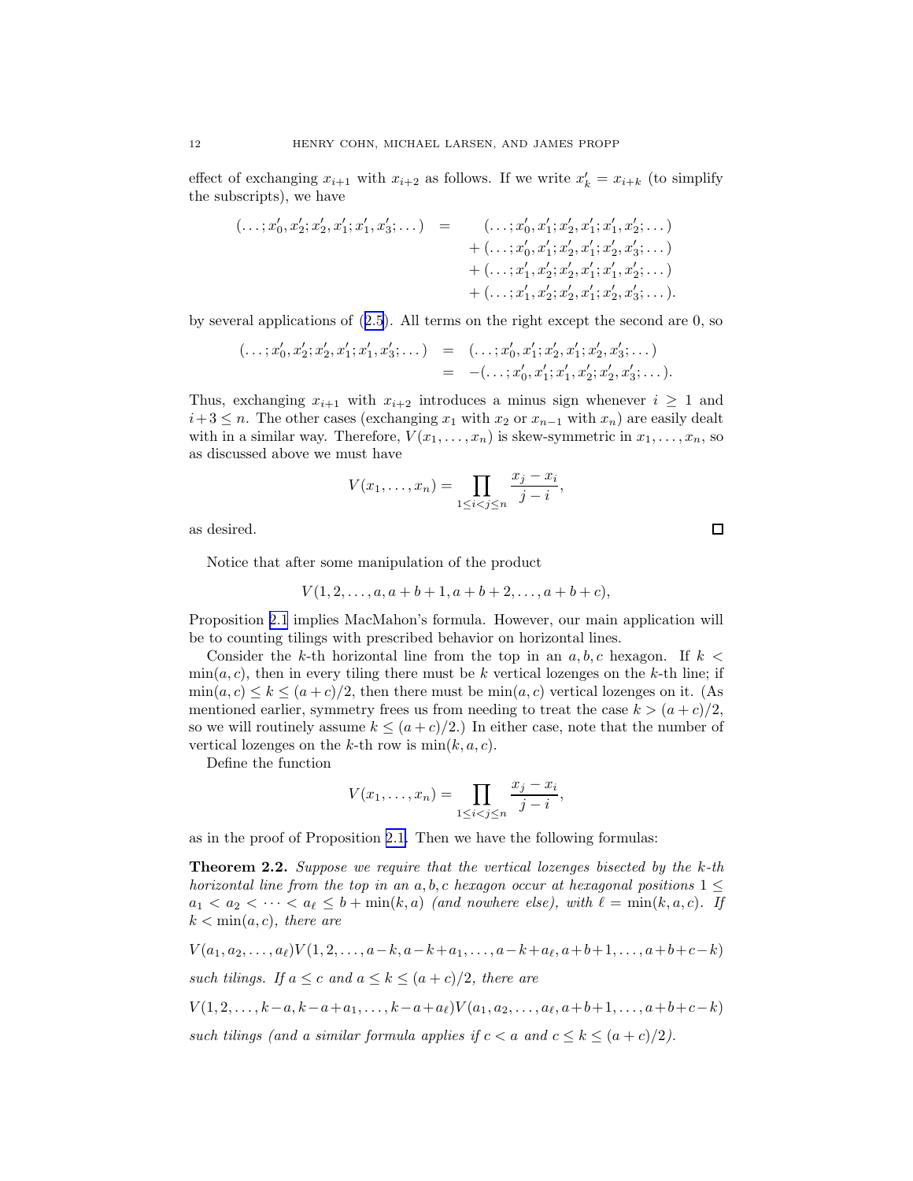effect of exchanging $x_{i+1}$ with $x_{i+2}$ as follows. If we write $x'_k = x_{i+k}$ (to simplify the subscripts), we have

$$
\begin{aligned}
(\dots; x'_0, x'_2; x'_2, x'_1; x'_1, x'_3; \dots) \quad = \quad & (\dots; x'_0, x'_1; x'_2, x'_1; x'_1, x'_2; \dots) \\
& + (\dots; x'_0, x'_1; x'_2, x'_1; x'_2, x'_3; \dots) \\
& + (\dots; x'_1, x'_2; x'_2, x'_1; x'_1, x'_2; \dots) \\
& + (\dots; x'_1, x'_2; x'_2, x'_1; x'_2, x'_3; \dots).
\end{aligned}
$$

by several applications of (2.5). All terms on the right except the second are 0, so

$$
\begin{aligned}
(\dots; x'_0, x'_2; x'_2, x'_1; x'_1, x'_3; \dots) &= (\dots; x'_0, x'_1; x'_2, x'_1; x'_2, x'_3; \dots) \\
&= -(\dots; x'_0, x'_1; x'_1, x'_2; x'_2, x'_3; \dots).
\end{aligned}
$$

Thus, exchanging $x_{i+1}$ with $x_{i+2}$ introduces a minus sign whenever $i \geq 1$ and $i+3 \leq n$. The other cases (exchanging $x_1$ with $x_2$ or $x_{n-1}$ with $x_n$) are easily dealt with in a similar way. Therefore, $V(x_1, \dots, x_n)$ is skew-symmetric in $x_1, \dots, x_n$, so as discussed above we must have

$$
V(x_1, \dots, x_n) = \prod_{1 \leq i < j \leq n} \frac{x_j - x_i}{j - i},
$$

as desired. $\square$

Notice that after some manipulation of the product

$$
V(1, 2, \dots, a, a+b+1, a+b+2, \dots, a+b+c),
$$

Proposition 2.1 implies MacMahon's formula. However, our main application will be to counting tilings with prescribed behavior on horizontal lines.

Consider the $k$-th horizontal line from the top in an $a, b, c$ hexagon. If $k < \min(a, c)$, then in every tiling there must be $k$ vertical lozenges on the $k$-th line; if $\min(a, c) \leq k \leq (a+c)/2$, then there must be $\min(a, c)$ vertical lozenges on it. (As mentioned earlier, symmetry frees us from needing to treat the case $k > (a+c)/2$, so we will routinely assume $k \leq (a+c)/2$.) In either case, note that the number of vertical lozenges on the $k$-th row is $\min(k, a, c)$.

Define the function

$$
V(x_1, \dots, x_n) = \prod_{1 \leq i < j \leq n} \frac{x_j - x_i}{j - i},
$$

as in the proof of Proposition 2.1. Then we have the following formulas:

**Theorem 2.2.** *Suppose we require that the vertical lozenges bisected by the $k$-th horizontal line from the top in an $a, b, c$ hexagon occur at hexagonal positions $1 \leq a_1 < a_2 < \dots < a_\ell \leq b + \min(k, a)$ (and nowhere else), with $\ell = \min(k, a, c)$. If $k < \min(a, c)$, there are*

$$
V(a_1, a_2, \dots, a_\ell) V(1, 2, \dots, a-k, a-k+a_1, \dots, a-k+a_\ell, a+b+1, \dots, a+b+c-k)
$$

*such tilings. If $a \leq c$ and $a \leq k \leq (a+c)/2$, there are*

$$
V(1, 2, \dots, k-a, k-a+a_1, \dots, k-a+a_\ell) V(a_1, a_2, \dots, a_\ell, a+b+1, \dots, a+b+c-k)
$$

*such tilings (and a similar formula applies if $c < a$ and $c \leq k \leq (a+c)/2$).*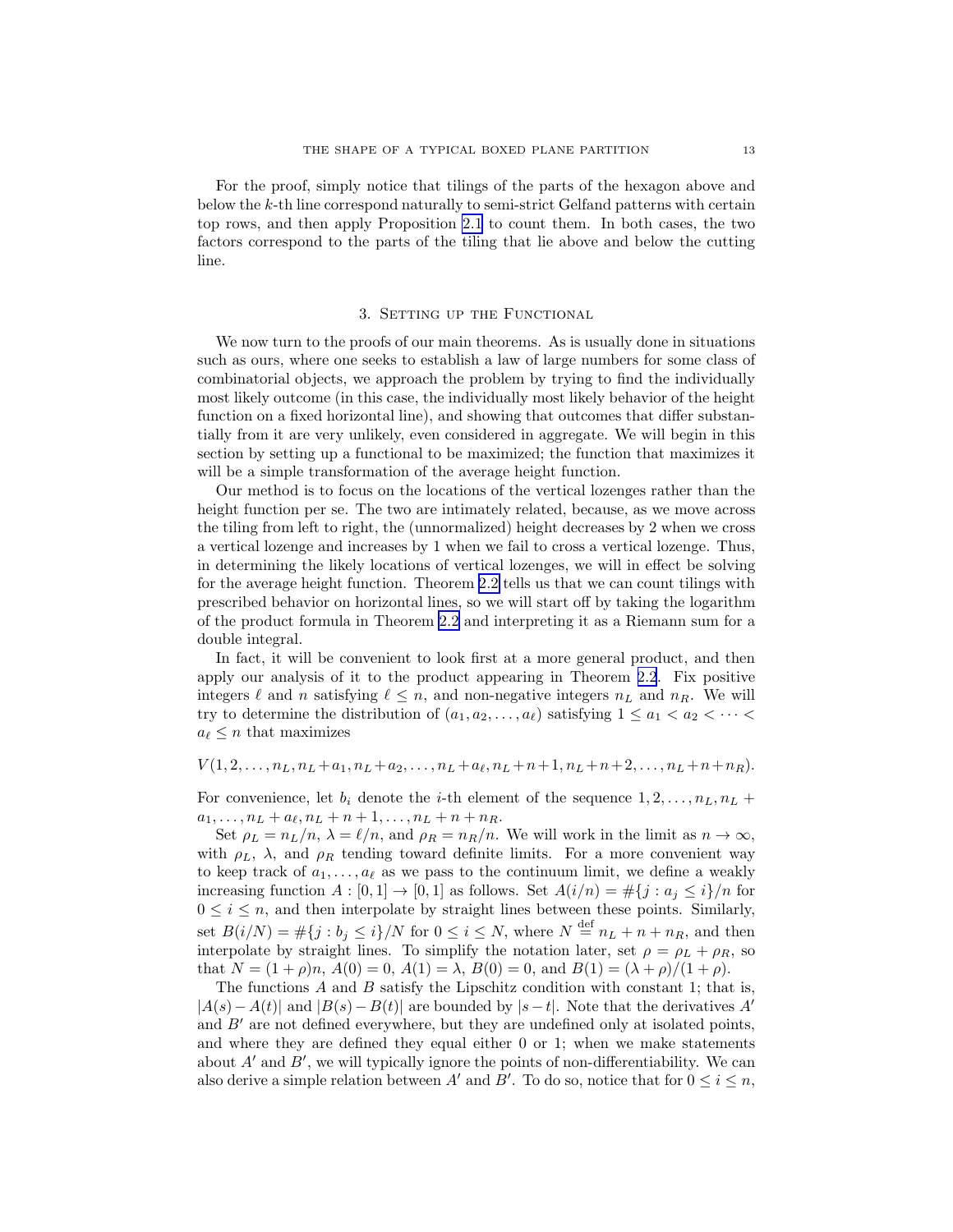For the proof, simply notice that tilings of the parts of the hexagon above and below the $k$-th line correspond naturally to semi-strict Gelfand patterns with certain top rows, and then apply Proposition 2.1 to count them. In both cases, the two factors correspond to the parts of the tiling that lie above and below the cutting line.

## 3. Setting up the Functional

We now turn to the proofs of our main theorems. As is usually done in situations such as ours, where one seeks to establish a law of large numbers for some class of combinatorial objects, we approach the problem by trying to find the individually most likely outcome (in this case, the individually most likely behavior of the height function on a fixed horizontal line), and showing that outcomes that differ substantially from it are very unlikely, even considered in aggregate. We will begin in this section by setting up a functional to be maximized; the function that maximizes it will be a simple transformation of the average height function.

Our method is to focus on the locations of the vertical lozenges rather than the height function per se. The two are intimately related, because, as we move across the tiling from left to right, the (unnormalized) height decreases by 2 when we cross a vertical lozenge and increases by 1 when we fail to cross a vertical lozenge. Thus, in determining the likely locations of vertical lozenges, we will in effect be solving for the average height function. Theorem 2.2 tells us that we can count tilings with prescribed behavior on horizontal lines, so we will start off by taking the logarithm of the product formula in Theorem 2.2 and interpreting it as a Riemann sum for a double integral.

In fact, it will be convenient to look first at a more general product, and then apply our analysis of it to the product appearing in Theorem 2.2. Fix positive integers $\ell$ and $n$ satisfying $\ell \leq n$, and non-negative integers $n_L$ and $n_R$. We will try to determine the distribution of $(a_1, a_2, \ldots, a_\ell)$ satisfying $1 \leq a_1 < a_2 < \cdots < a_\ell \leq n$ that maximizes

$$V(1, 2, \ldots, n_L, n_L + a_1, n_L + a_2, \ldots, n_L + a_\ell, n_L + n + 1, n_L + n + 2, \ldots, n_L + n + n_R).$$

For convenience, let $b_i$ denote the $i$-th element of the sequence $1, 2, \ldots, n_L, n_L + a_1, \ldots, n_L + a_\ell, n_L + n + 1, \ldots, n_L + n + n_R$.

Set $\rho_L = n_L/n$, $\lambda = \ell/n$, and $\rho_R = n_R/n$. We will work in the limit as $n \to \infty$, with $\rho_L$, $\lambda$, and $\rho_R$ tending toward definite limits. For a more convenient way to keep track of $a_1, \ldots, a_\ell$ as we pass to the continuum limit, we define a weakly increasing function $A : [0, 1] \to [0, 1]$ as follows. Set $A(i/n) = \#\{j : a_j \leq i\}/n$ for $0 \leq i \leq n$, and then interpolate by straight lines between these points. Similarly, set $B(i/N) = \#\{j : b_j \leq i\}/N$ for $0 \leq i \leq N$, where $N \stackrel{\text{def}}{=} n_L + n + n_R$, and then interpolate by straight lines. To simplify the notation later, set $\rho = \rho_L + \rho_R$, so that $N = (1 + \rho)n$, $A(0) = 0$, $A(1) = \lambda$, $B(0) = 0$, and $B(1) = (\lambda + \rho)/(1 + \rho)$.

The functions $A$ and $B$ satisfy the Lipschitz condition with constant 1; that is, $|A(s) - A(t)|$ and $|B(s) - B(t)|$ are bounded by $|s - t|$. Note that the derivatives $A'$ and $B'$ are not defined everywhere, but they are undefined only at isolated points, and where they are defined they equal either 0 or 1; when we make statements about $A'$ and $B'$, we will typically ignore the points of non-differentiability. We can also derive a simple relation between $A'$ and $B'$. To do so, notice that for $0 \leq i \leq n$,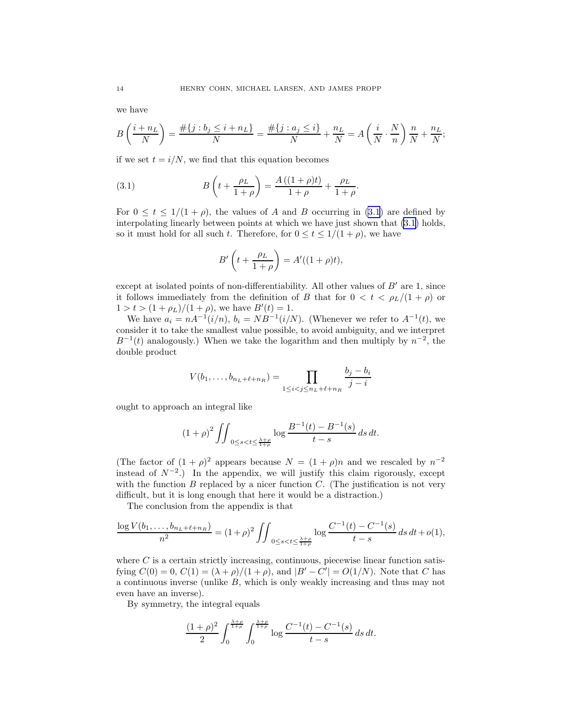we have

$$B\left(\frac{i+n_L}{N}\right) = \frac{\#\{j : b_j \le i+n_L\}}{N} = \frac{\#\{j : a_j \le i\}}{N} + \frac{n_L}{N} = A\left(\frac{i}{N}\cdot\frac{N}{n}\right)\frac{n}{N} + \frac{n_L}{N};$$

if we set $t = i/N$, we find that this equation becomes

$$B\left(t + \frac{\rho_L}{1+\rho}\right) = \frac{A\left((1+\rho)t\right)}{1+\rho} + \frac{\rho_L}{1+\rho}. \tag{3.1}$$

For $0 \le t \le 1/(1+\rho)$, the values of $A$ and $B$ occurring in (3.1) are defined by interpolating linearly between points at which we have just shown that (3.1) holds, so it must hold for all such $t$. Therefore, for $0 \le t \le 1/(1+\rho)$, we have

$$B'\left(t + \frac{\rho_L}{1+\rho}\right) = A'((1+\rho)t),$$

except at isolated points of non-differentiability. All other values of $B'$ are 1, since it follows immediately from the definition of $B$ that for $0 < t < \rho_L/(1+\rho)$ or $1 > t > (1+\rho_L)/(1+\rho)$, we have $B'(t) = 1$.

We have $a_i = nA^{-1}(i/n)$, $b_i = NB^{-1}(i/N)$. (Whenever we refer to $A^{-1}(t)$, we consider it to take the smallest value possible, to avoid ambiguity, and we interpret $B^{-1}(t)$ analogously.) When we take the logarithm and then multiply by $n^{-2}$, the double product

$$V(b_1, \dots, b_{n_L+\ell+n_R}) = \prod_{1 \le i < j \le n_L+\ell+n_R} \frac{b_j - b_i}{j-i}$$

ought to approach an integral like

$$(1+\rho)^2 \iint_{0 \le s < t \le \frac{\lambda+\rho}{1+\rho}} \log \frac{B^{-1}(t) - B^{-1}(s)}{t-s}\, ds\, dt.$$

(The factor of $(1+\rho)^2$ appears because $N = (1+\rho)n$ and we rescaled by $n^{-2}$ instead of $N^{-2}$.) In the appendix, we will justify this claim rigorously, except with the function $B$ replaced by a nicer function $C$. (The justification is not very difficult, but it is long enough that here it would be a distraction.)

The conclusion from the appendix is that

$$\frac{\log V(b_1, \dots, b_{n_L+\ell+n_R})}{n^2} = (1+\rho)^2 \iint_{0 \le s < t \le \frac{\lambda+\rho}{1+\rho}} \log \frac{C^{-1}(t) - C^{-1}(s)}{t-s}\, ds\, dt + o(1),$$

where $C$ is a certain strictly increasing, continuous, piecewise linear function satisfying $C(0) = 0$, $C(1) = (\lambda+\rho)/(1+\rho)$, and $|B' - C'| = O(1/N)$. Note that $C$ has a continuous inverse (unlike $B$, which is only weakly increasing and thus may not even have an inverse).

By symmetry, the integral equals

$$\frac{(1+\rho)^2}{2} \int_0^{\frac{\lambda+\rho}{1+\rho}} \int_0^{\frac{\lambda+\rho}{1+\rho}} \log \frac{C^{-1}(t) - C^{-1}(s)}{t-s}\, ds\, dt.$$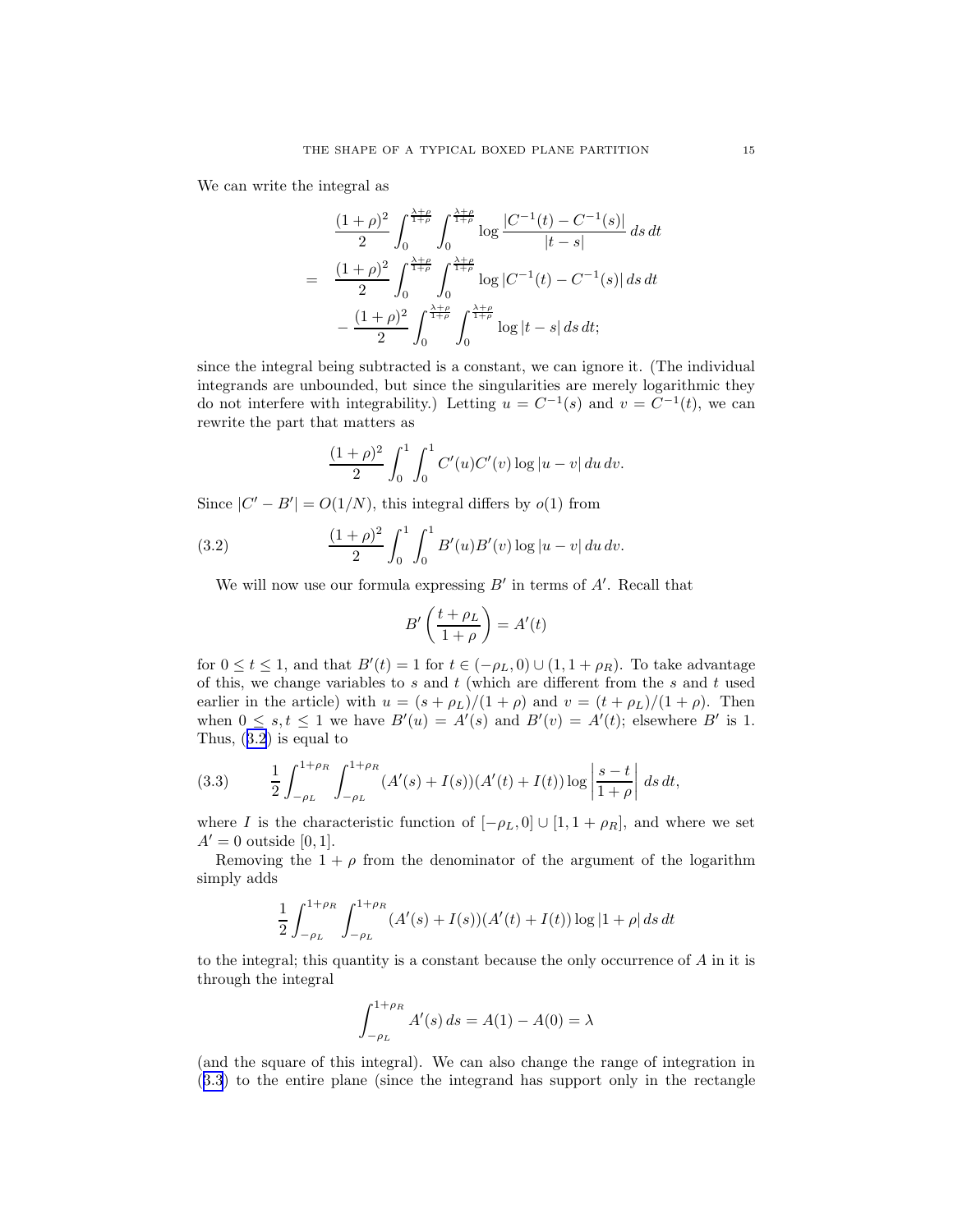We can write the integral as

$$
\begin{aligned}
& \frac{(1+\rho)^2}{2} \int_0^{\frac{\lambda+\rho}{1+\rho}} \int_0^{\frac{\lambda+\rho}{1+\rho}} \log \frac{|C^{-1}(t) - C^{-1}(s)|}{|t-s|} \, ds \, dt \\
= \; & \frac{(1+\rho)^2}{2} \int_0^{\frac{\lambda+\rho}{1+\rho}} \int_0^{\frac{\lambda+\rho}{1+\rho}} \log |C^{-1}(t) - C^{-1}(s)| \, ds \, dt \\
& - \frac{(1+\rho)^2}{2} \int_0^{\frac{\lambda+\rho}{1+\rho}} \int_0^{\frac{\lambda+\rho}{1+\rho}} \log |t-s| \, ds \, dt;
\end{aligned}
$$

since the integral being subtracted is a constant, we can ignore it. (The individual integrands are unbounded, but since the singularities are merely logarithmic they do not interfere with integrability.) Letting $u = C^{-1}(s)$ and $v = C^{-1}(t)$, we can rewrite the part that matters as

$$
\frac{(1+\rho)^2}{2} \int_0^1 \int_0^1 C'(u) C'(v) \log |u-v| \, du \, dv.
$$

Since $|C' - B'| = O(1/N)$, this integral differs by $o(1)$ from

$$
\frac{(1+\rho)^2}{2} \int_0^1 \int_0^1 B'(u) B'(v) \log |u-v| \, du \, dv. \tag{3.2}
$$

We will now use our formula expressing $B'$ in terms of $A'$. Recall that

$$
B'\left(\frac{t+\rho_L}{1+\rho}\right) = A'(t)
$$

for $0 \le t \le 1$, and that $B'(t) = 1$ for $t \in (-\rho_L, 0) \cup (1, 1+\rho_R)$. To take advantage of this, we change variables to $s$ and $t$ (which are different from the $s$ and $t$ used earlier in the article) with $u = (s+\rho_L)/(1+\rho)$ and $v = (t+\rho_L)/(1+\rho)$. Then when $0 \le s, t \le 1$ we have $B'(u) = A'(s)$ and $B'(v) = A'(t)$; elsewhere $B'$ is 1. Thus, (3.2) is equal to

$$
\frac{1}{2} \int_{-\rho_L}^{1+\rho_R} \int_{-\rho_L}^{1+\rho_R} (A'(s) + I(s))(A'(t) + I(t)) \log \left| \frac{s-t}{1+\rho} \right| \, ds \, dt, \tag{3.3}
$$

where $I$ is the characteristic function of $[-\rho_L, 0] \cup [1, 1+\rho_R]$, and where we set $A' = 0$ outside $[0,1]$.

Removing the $1+\rho$ from the denominator of the argument of the logarithm simply adds

$$
\frac{1}{2} \int_{-\rho_L}^{1+\rho_R} \int_{-\rho_L}^{1+\rho_R} (A'(s) + I(s))(A'(t) + I(t)) \log |1+\rho| \, ds \, dt
$$

to the integral; this quantity is a constant because the only occurrence of $A$ in it is through the integral

$$
\int_{-\rho_L}^{1+\rho_R} A'(s) \, ds = A(1) - A(0) = \lambda
$$

(and the square of this integral). We can also change the range of integration in (3.3) to the entire plane (since the integrand has support only in the rectangle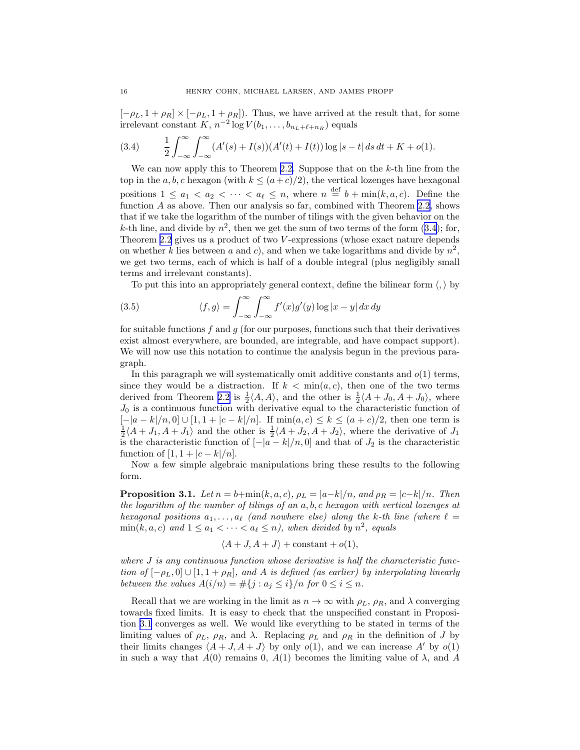$[-\rho_L, 1+\rho_R] \times [-\rho_L, 1+\rho_R]$). Thus, we have arrived at the result that, for some irrelevant constant $K$, $n^{-2} \log V(b_1, \dots, b_{n_L+\ell+n_R})$ equals

$$\frac{1}{2} \int_{-\infty}^{\infty} \int_{-\infty}^{\infty} (A'(s) + I(s))(A'(t) + I(t)) \log |s-t| \, ds \, dt + K + o(1). \tag{3.4}$$

We can now apply this to Theorem 2.2. Suppose that on the $k$-th line from the top in the $a, b, c$ hexagon (with $k \le (a+c)/2$), the vertical lozenges have hexagonal positions $1 \le a_1 < a_2 < \dots < a_\ell \le n$, where $n \stackrel{\text{def}}{=} b + \min(k, a, c)$. Define the function $A$ as above. Then our analysis so far, combined with Theorem 2.2, shows that if we take the logarithm of the number of tilings with the given behavior on the $k$-th line, and divide by $n^2$, then we get the sum of two terms of the form (3.4); for, Theorem 2.2 gives us a product of two $V$-expressions (whose exact nature depends on whether $k$ lies between $a$ and $c$), and when we take logarithms and divide by $n^2$, we get two terms, each of which is half of a double integral (plus negligibly small terms and irrelevant constants).

To put this into an appropriately general context, define the bilinear form $\langle , \rangle$ by

$$\langle f, g \rangle = \int_{-\infty}^{\infty} \int_{-\infty}^{\infty} f'(x) g'(y) \log |x-y| \, dx \, dy \tag{3.5}$$

for suitable functions $f$ and $g$ (for our purposes, functions such that their derivatives exist almost everywhere, are bounded, are integrable, and have compact support). We will now use this notation to continue the analysis begun in the previous paragraph.

In this paragraph we will systematically omit additive constants and $o(1)$ terms, since they would be a distraction. If $k < \min(a, c)$, then one of the two terms derived from Theorem 2.2 is $\frac{1}{2}\langle A, A \rangle$, and the other is $\frac{1}{2}\langle A + J_0, A + J_0 \rangle$, where $J_0$ is a continuous function with derivative equal to the characteristic function of $[-|a-k|/n, 0] \cup [1, 1 + |c-k|/n]$. If $\min(a, c) \le k \le (a+c)/2$, then one term is $\frac{1}{2}\langle A + J_1, A + J_1 \rangle$ and the other is $\frac{1}{2}\langle A + J_2, A + J_2 \rangle$, where the derivative of $J_1$ is the characteristic function of $[-|a-k|/n, 0]$ and that of $J_2$ is the characteristic function of $[1, 1 + |c-k|/n]$.

Now a few simple algebraic manipulations bring these results to the following form.

**Proposition 3.1.** *Let $n = b + \min(k, a, c)$, $\rho_L = |a-k|/n$, and $\rho_R = |c-k|/n$. Then the logarithm of the number of tilings of an $a, b, c$ hexagon with vertical lozenges at hexagonal positions $a_1, \dots, a_\ell$ (and nowhere else) along the $k$-th line (where $\ell = \min(k, a, c)$ and $1 \le a_1 < \dots < a_\ell \le n$), when divided by $n^2$, equals*

$$\langle A + J, A + J \rangle + \text{constant} + o(1),$$

*where $J$ is any continuous function whose derivative is half the characteristic function of $[-\rho_L, 0] \cup [1, 1 + \rho_R]$, and $A$ is defined (as earlier) by interpolating linearly between the values $A(i/n) = \#\{j : a_j \le i\}/n$ for $0 \le i \le n$.*

Recall that we are working in the limit as $n \to \infty$ with $\rho_L$, $\rho_R$, and $\lambda$ converging towards fixed limits. It is easy to check that the unspecified constant in Proposition 3.1 converges as well. We would like everything to be stated in terms of the limiting values of $\rho_L$, $\rho_R$, and $\lambda$. Replacing $\rho_L$ and $\rho_R$ in the definition of $J$ by their limits changes $\langle A + J, A + J \rangle$ by only $o(1)$, and we can increase $A'$ by $o(1)$ in such a way that $A(0)$ remains 0, $A(1)$ becomes the limiting value of $\lambda$, and $A$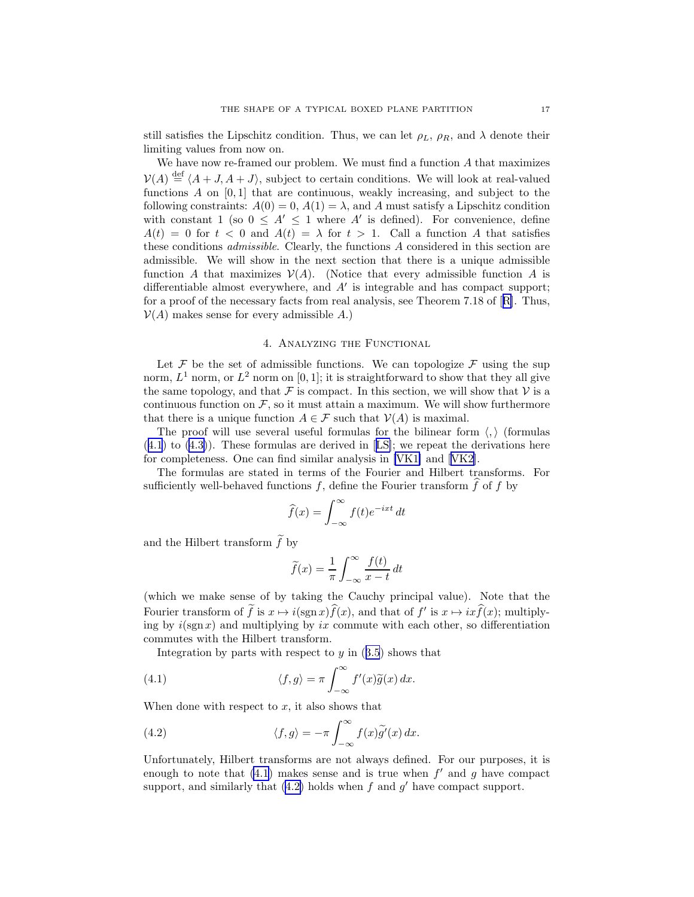still satisfies the Lipschitz condition. Thus, we can let $\rho_L$, $\rho_R$, and $\lambda$ denote their limiting values from now on.

We have now re-framed our problem. We must find a function $A$ that maximizes $\mathcal{V}(A) \stackrel{\text{def}}{=} \langle A+J, A+J \rangle$, subject to certain conditions. We will look at real-valued functions $A$ on $[0,1]$ that are continuous, weakly increasing, and subject to the following constraints: $A(0) = 0$, $A(1) = \lambda$, and $A$ must satisfy a Lipschitz condition with constant 1 (so $0 \le A' \le 1$ where $A'$ is defined). For convenience, define $A(t) = 0$ for $t < 0$ and $A(t) = \lambda$ for $t > 1$. Call a function $A$ that satisfies these conditions *admissible*. Clearly, the functions $A$ considered in this section are admissible. We will show in the next section that there is a unique admissible function $A$ that maximizes $\mathcal{V}(A)$. (Notice that every admissible function $A$ is differentiable almost everywhere, and $A'$ is integrable and has compact support; for a proof of the necessary facts from real analysis, see Theorem 7.18 of [R]. Thus, $\mathcal{V}(A)$ makes sense for every admissible $A$.)

## 4. Analyzing the Functional

Let $\mathcal{F}$ be the set of admissible functions. We can topologize $\mathcal{F}$ using the sup norm, $L^1$ norm, or $L^2$ norm on $[0,1]$; it is straightforward to show that they all give the same topology, and that $\mathcal{F}$ is compact. In this section, we will show that $\mathcal{V}$ is a continuous function on $\mathcal{F}$, so it must attain a maximum. We will show furthermore that there is a unique function $A \in \mathcal{F}$ such that $\mathcal{V}(A)$ is maximal.

The proof will use several useful formulas for the bilinear form $\langle , \rangle$ (formulas (4.1) to (4.3)). These formulas are derived in [LS]; we repeat the derivations here for completeness. One can find similar analysis in [VK1] and [VK2].

The formulas are stated in terms of the Fourier and Hilbert transforms. For sufficiently well-behaved functions $f$, define the Fourier transform $\widehat{f}$ of $f$ by

$$\widehat{f}(x) = \int_{-\infty}^{\infty} f(t) e^{-ixt}\, dt$$

and the Hilbert transform $\widetilde{f}$ by

$$\widetilde{f}(x) = \frac{1}{\pi} \int_{-\infty}^{\infty} \frac{f(t)}{x-t}\, dt$$

(which we make sense of by taking the Cauchy principal value). Note that the Fourier transform of $\widetilde{f}$ is $x \mapsto i(\operatorname{sgn} x)\widehat{f}(x)$, and that of $f'$ is $x \mapsto ix\widehat{f}(x)$; multiplying by $i(\operatorname{sgn} x)$ and multiplying by $ix$ commute with each other, so differentiation commutes with the Hilbert transform.

Integration by parts with respect to $y$ in (3.5) shows that

$$\langle f, g \rangle = \pi \int_{-\infty}^{\infty} f'(x)\widetilde{g}(x)\, dx. \tag{4.1}$$

When done with respect to $x$, it also shows that

$$\langle f, g \rangle = -\pi \int_{-\infty}^{\infty} f(x)\widetilde{g}'(x)\, dx. \tag{4.2}$$

Unfortunately, Hilbert transforms are not always defined. For our purposes, it is enough to note that (4.1) makes sense and is true when $f'$ and $g$ have compact support, and similarly that (4.2) holds when $f$ and $g'$ have compact support.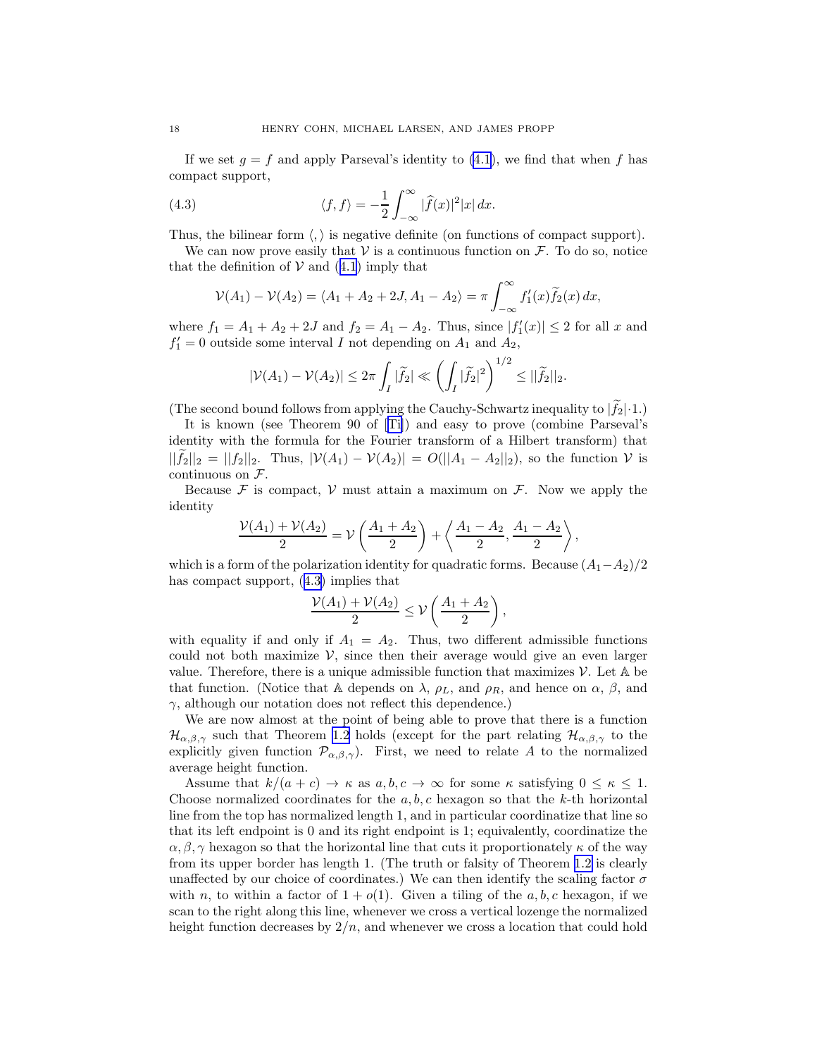If we set $g = f$ and apply Parseval's identity to (4.1), we find that when $f$ has compact support,

$$\langle f, f \rangle = -\frac{1}{2} \int_{-\infty}^{\infty} |\widehat{f}(x)|^2 |x| \, dx. \tag{4.3}$$

Thus, the bilinear form $\langle , \rangle$ is negative definite (on functions of compact support).

We can now prove easily that $\mathcal{V}$ is a continuous function on $\mathcal{F}$. To do so, notice that the definition of $\mathcal{V}$ and (4.1) imply that

$$\mathcal{V}(A_1) - \mathcal{V}(A_2) = \langle A_1 + A_2 + 2J, A_1 - A_2 \rangle = \pi \int_{-\infty}^{\infty} f_1'(x) \widetilde{f}_2(x) \, dx,$$

where $f_1 = A_1 + A_2 + 2J$ and $f_2 = A_1 - A_2$. Thus, since $|f_1'(x)| \le 2$ for all $x$ and $f_1' = 0$ outside some interval $I$ not depending on $A_1$ and $A_2$,

$$|\mathcal{V}(A_1) - \mathcal{V}(A_2)| \le 2\pi \int_I |\widetilde{f}_2| \ll \left( \int_I |\widetilde{f}_2|^2 \right)^{1/2} \le ||\widetilde{f}_2||_2.$$

(The second bound follows from applying the Cauchy-Schwartz inequality to $|\widetilde{f}_2| \cdot 1$.)

It is known (see Theorem 90 of [Ti]) and easy to prove (combine Parseval's identity with the formula for the Fourier transform of a Hilbert transform) that $||\widetilde{f}_2||_2 = ||f_2||_2$. Thus, $|\mathcal{V}(A_1) - \mathcal{V}(A_2)| = O(||A_1 - A_2||_2)$, so the function $\mathcal{V}$ is continuous on $\mathcal{F}$.

Because $\mathcal{F}$ is compact, $\mathcal{V}$ must attain a maximum on $\mathcal{F}$. Now we apply the identity

$$\frac{\mathcal{V}(A_1) + \mathcal{V}(A_2)}{2} = \mathcal{V}\left( \frac{A_1 + A_2}{2} \right) + \left\langle \frac{A_1 - A_2}{2}, \frac{A_1 - A_2}{2} \right\rangle,$$

which is a form of the polarization identity for quadratic forms. Because $(A_1 - A_2)/2$ has compact support, (4.3) implies that

$$\frac{\mathcal{V}(A_1) + \mathcal{V}(A_2)}{2} \le \mathcal{V}\left( \frac{A_1 + A_2}{2} \right),$$

with equality if and only if $A_1 = A_2$. Thus, two different admissible functions could not both maximize $\mathcal{V}$, since then their average would give an even larger value. Therefore, there is a unique admissible function that maximizes $\mathcal{V}$. Let $\mathbb{A}$ be that function. (Notice that $\mathbb{A}$ depends on $\lambda$, $\rho_L$, and $\rho_R$, and hence on $\alpha$, $\beta$, and $\gamma$, although our notation does not reflect this dependence.)

We are now almost at the point of being able to prove that there is a function $\mathcal{H}_{\alpha,\beta,\gamma}$ such that Theorem 1.2 holds (except for the part relating $\mathcal{H}_{\alpha,\beta,\gamma}$ to the explicitly given function $\mathcal{P}_{\alpha,\beta,\gamma}$). First, we need to relate $A$ to the normalized average height function.

Assume that $k/(a+c) \to \kappa$ as $a, b, c \to \infty$ for some $\kappa$ satisfying $0 \le \kappa \le 1$. Choose normalized coordinates for the $a, b, c$ hexagon so that the $k$-th horizontal line from the top has normalized length 1, and in particular coordinatize that line so that its left endpoint is 0 and its right endpoint is 1; equivalently, coordinatize the $\alpha, \beta, \gamma$ hexagon so that the horizontal line that cuts it proportionately $\kappa$ of the way from its upper border has length 1. (The truth or falsity of Theorem 1.2 is clearly unaffected by our choice of coordinates.) We can then identify the scaling factor $\sigma$ with $n$, to within a factor of $1 + o(1)$. Given a tiling of the $a, b, c$ hexagon, if we scan to the right along this line, whenever we cross a vertical lozenge the normalized height function decreases by $2/n$, and whenever we cross a location that could hold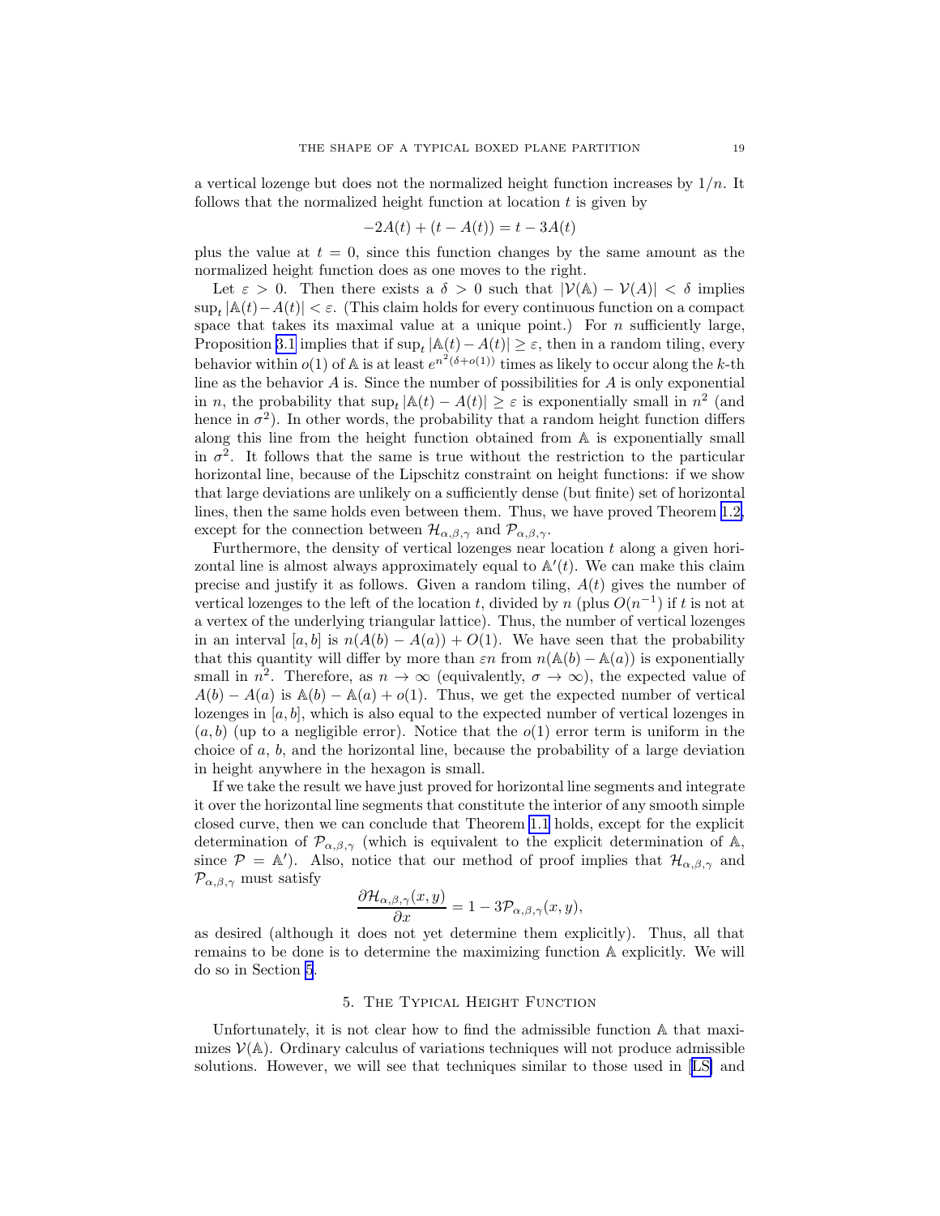a vertical lozenge but does not the normalized height function increases by $1/n$. It follows that the normalized height function at location $t$ is given by

$$-2A(t) + (t - A(t)) = t - 3A(t)$$

plus the value at $t = 0$, since this function changes by the same amount as the normalized height function does as one moves to the right.

Let $\varepsilon > 0$. Then there exists a $\delta > 0$ such that $|\mathcal{V}(\mathbb{A}) - \mathcal{V}(A)| < \delta$ implies $\sup_t |\mathbb{A}(t) - A(t)| < \varepsilon$. (This claim holds for every continuous function on a compact space that takes its maximal value at a unique point.) For $n$ sufficiently large, Proposition 3.1 implies that if $\sup_t |\mathbb{A}(t) - A(t)| \geq \varepsilon$, then in a random tiling, every behavior within $o(1)$ of $\mathbb{A}$ is at least $e^{n^2(\delta + o(1))}$ times as likely to occur along the $k$-th line as the behavior $A$ is. Since the number of possibilities for $A$ is only exponential in $n$, the probability that $\sup_t |\mathbb{A}(t) - A(t)| \geq \varepsilon$ is exponentially small in $n^2$ (and hence in $\sigma^2$). In other words, the probability that a random height function differs along this line from the height function obtained from $\mathbb{A}$ is exponentially small in $\sigma^2$. It follows that the same is true without the restriction to the particular horizontal line, because of the Lipschitz constraint on height functions: if we show that large deviations are unlikely on a sufficiently dense (but finite) set of horizontal lines, then the same holds even between them. Thus, we have proved Theorem 1.2, except for the connection between $\mathcal{H}_{\alpha,\beta,\gamma}$ and $\mathcal{P}_{\alpha,\beta,\gamma}$.

Furthermore, the density of vertical lozenges near location $t$ along a given horizontal line is almost always approximately equal to $\mathbb{A}'(t)$. We can make this claim precise and justify it as follows. Given a random tiling, $A(t)$ gives the number of vertical lozenges to the left of the location $t$, divided by $n$ (plus $O(n^{-1})$ if $t$ is not at a vertex of the underlying triangular lattice). Thus, the number of vertical lozenges in an interval $[a, b]$ is $n(A(b) - A(a)) + O(1)$. We have seen that the probability that this quantity will differ by more than $\varepsilon n$ from $n(\mathbb{A}(b) - \mathbb{A}(a))$ is exponentially small in $n^2$. Therefore, as $n \to \infty$ (equivalently, $\sigma \to \infty$), the expected value of $A(b) - A(a)$ is $\mathbb{A}(b) - \mathbb{A}(a) + o(1)$. Thus, we get the expected number of vertical lozenges in $[a, b]$, which is also equal to the expected number of vertical lozenges in $(a, b)$ (up to a negligible error). Notice that the $o(1)$ error term is uniform in the choice of $a$, $b$, and the horizontal line, because the probability of a large deviation in height anywhere in the hexagon is small.

If we take the result we have just proved for horizontal line segments and integrate it over the horizontal line segments that constitute the interior of any smooth simple closed curve, then we can conclude that Theorem 1.1 holds, except for the explicit determination of $\mathcal{P}_{\alpha,\beta,\gamma}$ (which is equivalent to the explicit determination of $\mathbb{A}$, since $\mathcal{P} = \mathbb{A}'$). Also, notice that our method of proof implies that $\mathcal{H}_{\alpha,\beta,\gamma}$ and $\mathcal{P}_{\alpha,\beta,\gamma}$ must satisfy

$$\frac{\partial \mathcal{H}_{\alpha,\beta,\gamma}(x, y)}{\partial x} = 1 - 3\mathcal{P}_{\alpha,\beta,\gamma}(x, y),$$

as desired (although it does not yet determine them explicitly). Thus, all that remains to be done is to determine the maximizing function $\mathbb{A}$ explicitly. We will do so in Section 5.

## 5. The Typical Height Function

Unfortunately, it is not clear how to find the admissible function $\mathbb{A}$ that maximizes $\mathcal{V}(\mathbb{A})$. Ordinary calculus of variations techniques will not produce admissible solutions. However, we will see that techniques similar to those used in [LS] and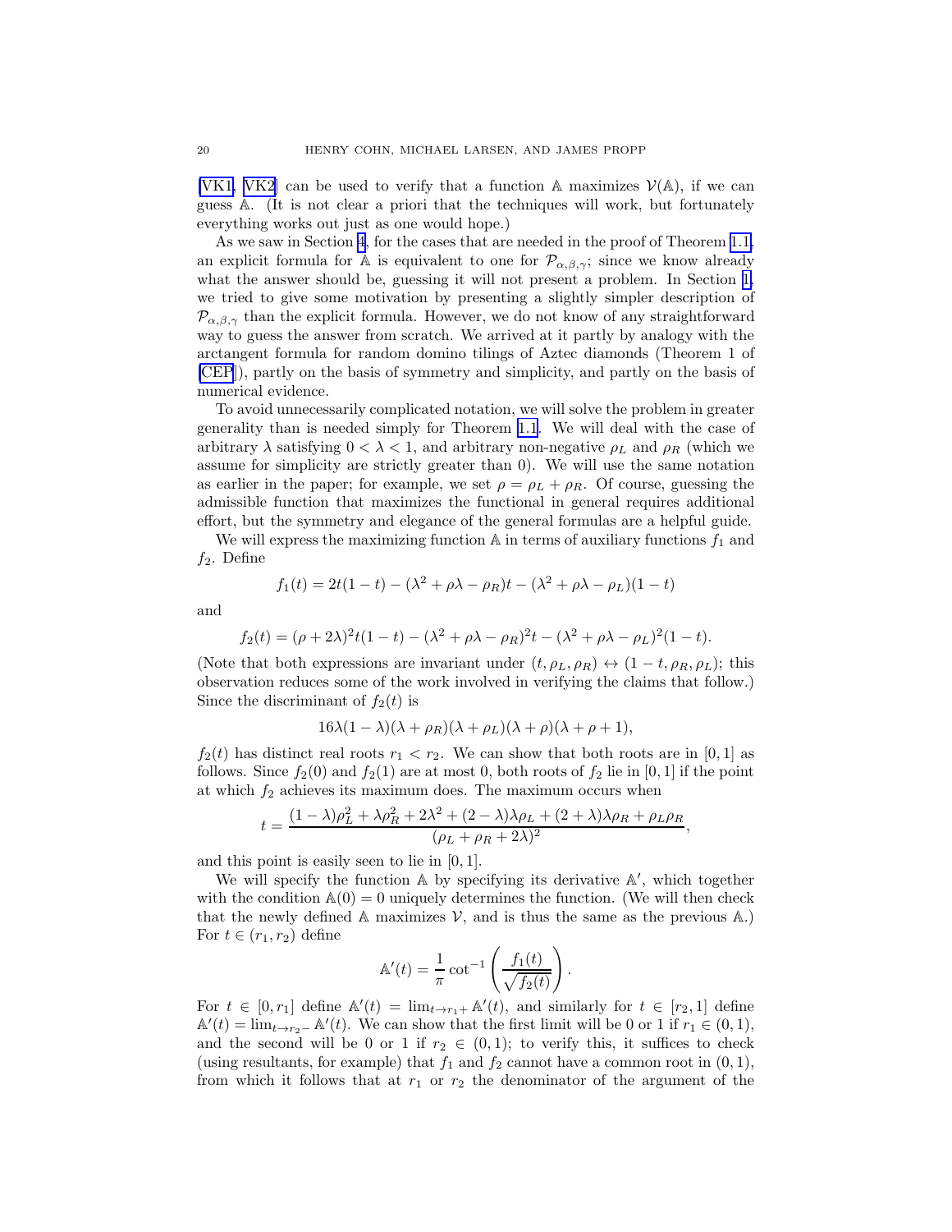[VK1, VK2] can be used to verify that a function $\mathbb{A}$ maximizes $\mathcal{V}(\mathbb{A})$, if we can guess $\mathbb{A}$. (It is not clear a priori that the techniques will work, but fortunately everything works out just as one would hope.)

As we saw in Section 4, for the cases that are needed in the proof of Theorem 1.1, an explicit formula for $\mathbb{A}$ is equivalent to one for $\mathcal{P}_{\alpha,\beta,\gamma}$; since we know already what the answer should be, guessing it will not present a problem. In Section 1, we tried to give some motivation by presenting a slightly simpler description of $\mathcal{P}_{\alpha,\beta,\gamma}$ than the explicit formula. However, we do not know of any straightforward way to guess the answer from scratch. We arrived at it partly by analogy with the arctangent formula for random domino tilings of Aztec diamonds (Theorem 1 of [CEP]), partly on the basis of symmetry and simplicity, and partly on the basis of numerical evidence.

To avoid unnecessarily complicated notation, we will solve the problem in greater generality than is needed simply for Theorem 1.1. We will deal with the case of arbitrary $\lambda$ satisfying $0 < \lambda < 1$, and arbitrary non-negative $\rho_L$ and $\rho_R$ (which we assume for simplicity are strictly greater than 0). We will use the same notation as earlier in the paper; for example, we set $\rho = \rho_L + \rho_R$. Of course, guessing the admissible function that maximizes the functional in general requires additional effort, but the symmetry and elegance of the general formulas are a helpful guide.

We will express the maximizing function $\mathbb{A}$ in terms of auxiliary functions $f_1$ and $f_2$. Define

$$f_1(t) = 2t(1-t) - (\lambda^2 + \rho\lambda - \rho_R)t - (\lambda^2 + \rho\lambda - \rho_L)(1-t)$$

and

$$f_2(t) = (\rho + 2\lambda)^2 t(1-t) - (\lambda^2 + \rho\lambda - \rho_R)^2 t - (\lambda^2 + \rho\lambda - \rho_L)^2(1-t).$$

(Note that both expressions are invariant under $(t, \rho_L, \rho_R) \leftrightarrow (1-t, \rho_R, \rho_L)$; this observation reduces some of the work involved in verifying the claims that follow.) Since the discriminant of $f_2(t)$ is

$$16\lambda(1-\lambda)(\lambda + \rho_R)(\lambda + \rho_L)(\lambda + \rho)(\lambda + \rho + 1),$$

$f_2(t)$ has distinct real roots $r_1 < r_2$. We can show that both roots are in $[0, 1]$ as follows. Since $f_2(0)$ and $f_2(1)$ are at most 0, both roots of $f_2$ lie in $[0, 1]$ if the point at which $f_2$ achieves its maximum does. The maximum occurs when

$$t = \frac{(1-\lambda)\rho_L^2 + \lambda\rho_R^2 + 2\lambda^2 + (2-\lambda)\lambda\rho_L + (2+\lambda)\lambda\rho_R + \rho_L\rho_R}{(\rho_L + \rho_R + 2\lambda)^2},$$

and this point is easily seen to lie in $[0, 1]$.

We will specify the function $\mathbb{A}$ by specifying its derivative $\mathbb{A}'$, which together with the condition $\mathbb{A}(0) = 0$ uniquely determines the function. (We will then check that the newly defined $\mathbb{A}$ maximizes $\mathcal{V}$, and is thus the same as the previous $\mathbb{A}$.) For $t \in (r_1, r_2)$ define

$$\mathbb{A}'(t) = \frac{1}{\pi} \cot^{-1}\left(\frac{f_1(t)}{\sqrt{f_2(t)}}\right).$$

For $t \in [0, r_1]$ define $\mathbb{A}'(t) = \lim_{t \to r_1+} \mathbb{A}'(t)$, and similarly for $t \in [r_2, 1]$ define $\mathbb{A}'(t) = \lim_{t \to r_2-} \mathbb{A}'(t)$. We can show that the first limit will be 0 or 1 if $r_1 \in (0, 1)$, and the second will be 0 or 1 if $r_2 \in (0, 1)$; to verify this, it suffices to check (using resultants, for example) that $f_1$ and $f_2$ cannot have a common root in $(0, 1)$, from which it follows that at $r_1$ or $r_2$ the denominator of the argument of the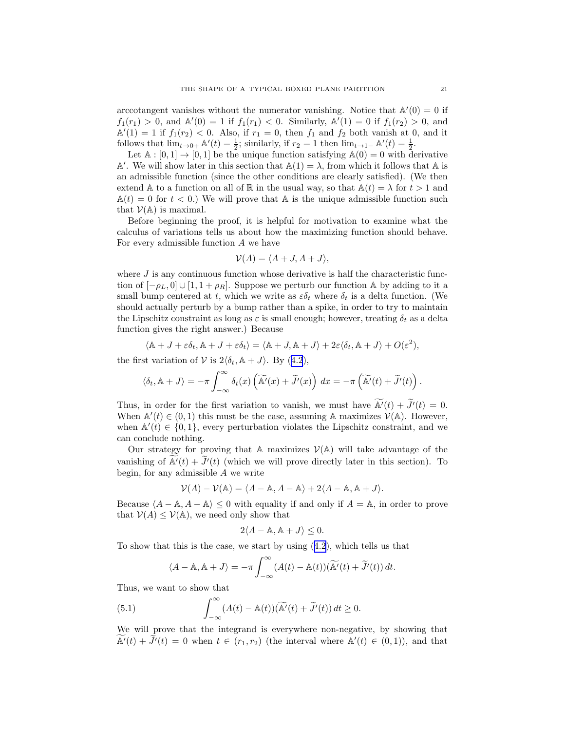arccotangent vanishes without the numerator vanishing. Notice that $\mathbb{A}'(0) = 0$ if $f_1(r_1) > 0$, and $\mathbb{A}'(0) = 1$ if $f_1(r_1) < 0$. Similarly, $\mathbb{A}'(1) = 0$ if $f_1(r_2) > 0$, and $\mathbb{A}'(1) = 1$ if $f_1(r_2) < 0$. Also, if $r_1 = 0$, then $f_1$ and $f_2$ both vanish at 0, and it follows that $\lim_{t \to 0+} \mathbb{A}'(t) = \frac{1}{2}$; similarly, if $r_2 = 1$ then $\lim_{t \to 1-} \mathbb{A}'(t) = \frac{1}{2}$.

Let $\mathbb{A} : [0, 1] \to [0, 1]$ be the unique function satisfying $\mathbb{A}(0) = 0$ with derivative $\mathbb{A}'$. We will show later in this section that $\mathbb{A}(1) = \lambda$, from which it follows that $\mathbb{A}$ is an admissible function (since the other conditions are clearly satisfied). (We then extend $\mathbb{A}$ to a function on all of $\mathbb{R}$ in the usual way, so that $\mathbb{A}(t) = \lambda$ for $t > 1$ and $\mathbb{A}(t) = 0$ for $t < 0$.) We will prove that $\mathbb{A}$ is the unique admissible function such that $\mathcal{V}(\mathbb{A})$ is maximal.

Before beginning the proof, it is helpful for motivation to examine what the calculus of variations tells us about how the maximizing function should behave. For every admissible function $A$ we have

$$\mathcal{V}(A) = \langle A + J, A + J \rangle,$$

where $J$ is any continuous function whose derivative is half the characteristic function of $[-\rho_L, 0] \cup [1, 1 + \rho_R]$. Suppose we perturb our function $\mathbb{A}$ by adding to it a small bump centered at $t$, which we write as $\varepsilon \delta_t$ where $\delta_t$ is a delta function. (We should actually perturb by a bump rather than a spike, in order to try to maintain the Lipschitz constraint as long as $\varepsilon$ is small enough; however, treating $\delta_t$ as a delta function gives the right answer.) Because

$$\langle \mathbb{A} + J + \varepsilon\delta_t, \mathbb{A} + J + \varepsilon\delta_t \rangle = \langle \mathbb{A} + J, \mathbb{A} + J \rangle + 2\varepsilon \langle \delta_t, \mathbb{A} + J \rangle + O(\varepsilon^2),$$

the first variation of $\mathcal{V}$ is $2\langle \delta_t, \mathbb{A} + J \rangle$. By (4.2),

$$\langle \delta_t, \mathbb{A} + J \rangle = -\pi \int_{-\infty}^{\infty} \delta_t(x) \left( \widetilde{\mathbb{A}'}(x) + \widetilde{J}'(x) \right) \, dx = -\pi \left( \widetilde{\mathbb{A}'}(t) + \widetilde{J}'(t) \right).$$

Thus, in order for the first variation to vanish, we must have $\widetilde{\mathbb{A}'}(t) + \widetilde{J}'(t) = 0$. When $\mathbb{A}'(t) \in (0, 1)$ this must be the case, assuming $\mathbb{A}$ maximizes $\mathcal{V}(\mathbb{A})$. However, when $\mathbb{A}'(t) \in \{0, 1\}$, every perturbation violates the Lipschitz constraint, and we can conclude nothing.

Our strategy for proving that $\mathbb{A}$ maximizes $\mathcal{V}(\mathbb{A})$ will take advantage of the vanishing of $\widetilde{\mathbb{A}'}(t) + \widetilde{J}'(t)$ (which we will prove directly later in this section). To begin, for any admissible $A$ we write

$$\mathcal{V}(A) - \mathcal{V}(\mathbb{A}) = \langle A - \mathbb{A}, A - \mathbb{A} \rangle + 2\langle A - \mathbb{A}, \mathbb{A} + J \rangle.$$

Because $\langle A - \mathbb{A}, A - \mathbb{A} \rangle \leq 0$ with equality if and only if $A = \mathbb{A}$, in order to prove that $\mathcal{V}(A) \leq \mathcal{V}(\mathbb{A})$, we need only show that

$$2\langle A - \mathbb{A}, \mathbb{A} + J \rangle \leq 0.$$

To show that this is the case, we start by using (4.2), which tells us that

$$\langle A - \mathbb{A}, \mathbb{A} + J \rangle = -\pi \int_{-\infty}^{\infty} (A(t) - \mathbb{A}(t))(\widetilde{\mathbb{A}'}(t) + \widetilde{J}'(t)) \, dt.$$

Thus, we want to show that

$$\int_{-\infty}^{\infty} (A(t) - \mathbb{A}(t))(\widetilde{\mathbb{A}'}(t) + \widetilde{J}'(t)) \, dt \geq 0. \tag{5.1}$$

We will prove that the integrand is everywhere non-negative, by showing that $\widetilde{\mathbb{A}'}(t) + \widetilde{J}'(t) = 0$ when $t \in (r_1, r_2)$ (the interval where $\mathbb{A}'(t) \in (0, 1)$), and that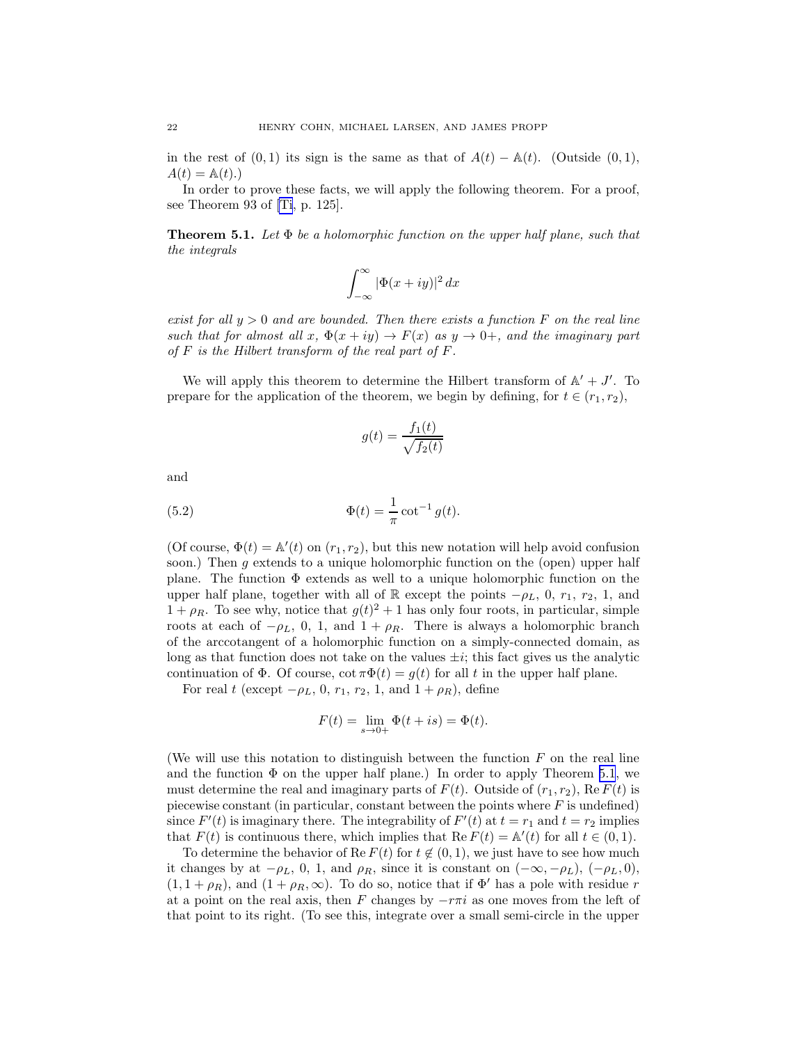in the rest of $(0,1)$ its sign is the same as that of $A(t) - \mathbb{A}(t)$. (Outside $(0,1)$, $A(t) = \mathbb{A}(t)$.)

In order to prove these facts, we will apply the following theorem. For a proof, see Theorem 93 of [Ti, p. 125].

**Theorem 5.1.** *Let $\Phi$ be a holomorphic function on the upper half plane, such that the integrals*

$$\int_{-\infty}^{\infty} |\Phi(x+iy)|^2 \, dx$$

*exist for all $y > 0$ and are bounded. Then there exists a function $F$ on the real line such that for almost all $x$, $\Phi(x+iy) \to F(x)$ as $y \to 0+$, and the imaginary part of $F$ is the Hilbert transform of the real part of $F$.*

We will apply this theorem to determine the Hilbert transform of $\mathbb{A}' + J'$. To prepare for the application of the theorem, we begin by defining, for $t \in (r_1, r_2)$,

$$g(t) = \frac{f_1(t)}{\sqrt{f_2(t)}}$$

and

$$\Phi(t) = \frac{1}{\pi} \cot^{-1} g(t). \tag{5.2}$$

(Of course, $\Phi(t) = \mathbb{A}'(t)$ on $(r_1, r_2)$, but this new notation will help avoid confusion soon.) Then $g$ extends to a unique holomorphic function on the (open) upper half plane. The function $\Phi$ extends as well to a unique holomorphic function on the upper half plane, together with all of $\mathbb{R}$ except the points $-\rho_L$, $0$, $r_1$, $r_2$, $1$, and $1+\rho_R$. To see why, notice that $g(t)^2 + 1$ has only four roots, in particular, simple roots at each of $-\rho_L$, $0$, $1$, and $1+\rho_R$. There is always a holomorphic branch of the arccotangent of a holomorphic function on a simply-connected domain, as long as that function does not take on the values $\pm i$; this fact gives us the analytic continuation of $\Phi$. Of course, $\cot \pi\Phi(t) = g(t)$ for all $t$ in the upper half plane.

For real $t$ (except $-\rho_L$, $0$, $r_1$, $r_2$, $1$, and $1+\rho_R$), define

$$F(t) = \lim_{s \to 0+} \Phi(t+is) = \Phi(t).$$

(We will use this notation to distinguish between the function $F$ on the real line and the function $\Phi$ on the upper half plane.) In order to apply Theorem 5.1, we must determine the real and imaginary parts of $F(t)$. Outside of $(r_1, r_2)$, $\operatorname{Re} F(t)$ is piecewise constant (in particular, constant between the points where $F$ is undefined) since $F'(t)$ is imaginary there. The integrability of $F'(t)$ at $t = r_1$ and $t = r_2$ implies that $F(t)$ is continuous there, which implies that $\operatorname{Re} F(t) = \mathbb{A}'(t)$ for all $t \in (0,1)$.

To determine the behavior of $\operatorname{Re} F(t)$ for $t \notin (0,1)$, we just have to see how much it changes by at $-\rho_L$, $0$, $1$, and $\rho_R$, since it is constant on $(-\infty, -\rho_L)$, $(-\rho_L, 0)$, $(1, 1+\rho_R)$, and $(1+\rho_R, \infty)$. To do so, notice that if $\Phi'$ has a pole with residue $r$ at a point on the real axis, then $F$ changes by $-r\pi i$ as one moves from the left of that point to its right. (To see this, integrate over a small semi-circle in the upper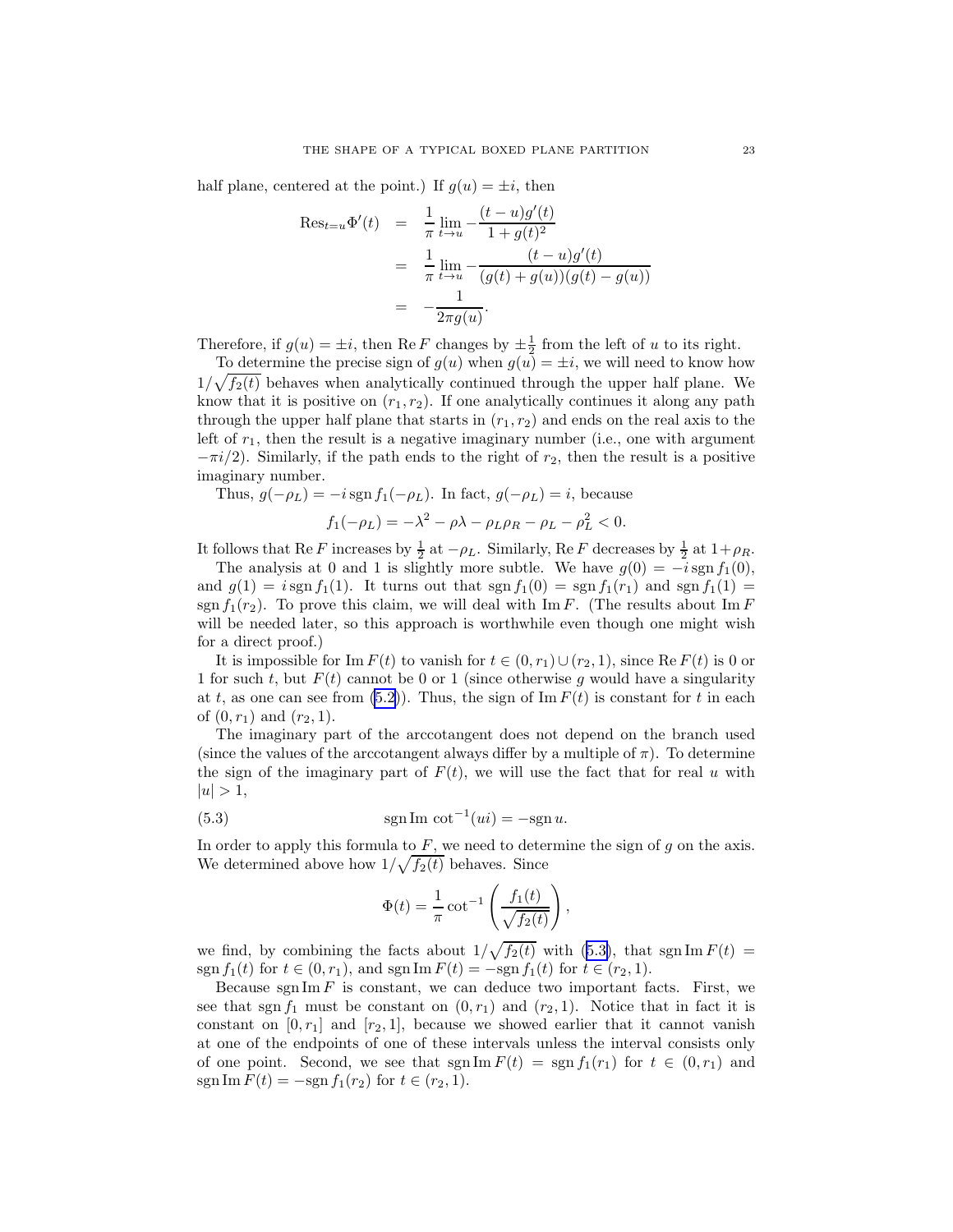half plane, centered at the point.) If $g(u) = \pm i$, then

$$
\begin{aligned}
\mathrm{Res}_{t=u}\Phi'(t) &= \frac{1}{\pi}\lim_{t\to u} -\frac{(t-u)g'(t)}{1+g(t)^2} \\
&= \frac{1}{\pi}\lim_{t\to u} -\frac{(t-u)g'(t)}{(g(t)+g(u))(g(t)-g(u))} \\
&= -\frac{1}{2\pi g(u)}.
\end{aligned}
$$

Therefore, if $g(u) = \pm i$, then $\mathrm{Re}\, F$ changes by $\pm\frac{1}{2}$ from the left of $u$ to its right.

To determine the precise sign of $g(u)$ when $g(u) = \pm i$, we will need to know how $1/\sqrt{f_2(t)}$ behaves when analytically continued through the upper half plane. We know that it is positive on $(r_1, r_2)$. If one analytically continues it along any path through the upper half plane that starts in $(r_1, r_2)$ and ends on the real axis to the left of $r_1$, then the result is a negative imaginary number (i.e., one with argument $-\pi i/2$). Similarly, if the path ends to the right of $r_2$, then the result is a positive imaginary number.

Thus, $g(-\rho_L) = -i \operatorname{sgn} f_1(-\rho_L)$. In fact, $g(-\rho_L) = i$, because

$$f_1(-\rho_L) = -\lambda^2 - \rho\lambda - \rho_L\rho_R - \rho_L - \rho_L^2 < 0.$$

It follows that $\mathrm{Re}\, F$ increases by $\frac{1}{2}$ at $-\rho_L$. Similarly, $\mathrm{Re}\, F$ decreases by $\frac{1}{2}$ at $1+\rho_R$.

The analysis at 0 and 1 is slightly more subtle. We have $g(0) = -i \operatorname{sgn} f_1(0)$, and $g(1) = i \operatorname{sgn} f_1(1)$. It turns out that $\operatorname{sgn} f_1(0) = \operatorname{sgn} f_1(r_1)$ and $\operatorname{sgn} f_1(1) = \operatorname{sgn} f_1(r_2)$. To prove this claim, we will deal with $\mathrm{Im}\, F$. (The results about $\mathrm{Im}\, F$ will be needed later, so this approach is worthwhile even though one might wish for a direct proof.)

It is impossible for $\mathrm{Im}\, F(t)$ to vanish for $t \in (0, r_1) \cup (r_2, 1)$, since $\mathrm{Re}\, F(t)$ is 0 or 1 for such $t$, but $F(t)$ cannot be 0 or 1 (since otherwise $g$ would have a singularity at $t$, as one can see from (5.2)). Thus, the sign of $\mathrm{Im}\, F(t)$ is constant for $t$ in each of $(0, r_1)$ and $(r_2, 1)$.

The imaginary part of the arccotangent does not depend on the branch used (since the values of the arccotangent always differ by a multiple of $\pi$). To determine the sign of the imaginary part of $F(t)$, we will use the fact that for real $u$ with $|u| > 1$,

$$\operatorname{sgn} \mathrm{Im}\, \cot^{-1}(ui) = -\operatorname{sgn} u. \tag{5.3}$$

In order to apply this formula to $F$, we need to determine the sign of $g$ on the axis. We determined above how $1/\sqrt{f_2(t)}$ behaves. Since

$$\Phi(t) = \frac{1}{\pi}\cot^{-1}\left(\frac{f_1(t)}{\sqrt{f_2(t)}}\right),$$

we find, by combining the facts about $1/\sqrt{f_2(t)}$ with (5.3), that $\operatorname{sgn} \mathrm{Im}\, F(t) = \operatorname{sgn} f_1(t)$ for $t \in (0, r_1)$, and $\operatorname{sgn} \mathrm{Im}\, F(t) = -\operatorname{sgn} f_1(t)$ for $t \in (r_2, 1)$.

Because $\operatorname{sgn} \mathrm{Im}\, F$ is constant, we can deduce two important facts. First, we see that $\operatorname{sgn} f_1$ must be constant on $(0, r_1)$ and $(r_2, 1)$. Notice that in fact it is constant on $[0, r_1]$ and $[r_2, 1]$, because we showed earlier that it cannot vanish at one of the endpoints of one of these intervals unless the interval consists only of one point. Second, we see that $\operatorname{sgn} \mathrm{Im}\, F(t) = \operatorname{sgn} f_1(r_1)$ for $t \in (0, r_1)$ and $\operatorname{sgn} \mathrm{Im}\, F(t) = -\operatorname{sgn} f_1(r_2)$ for $t \in (r_2, 1)$.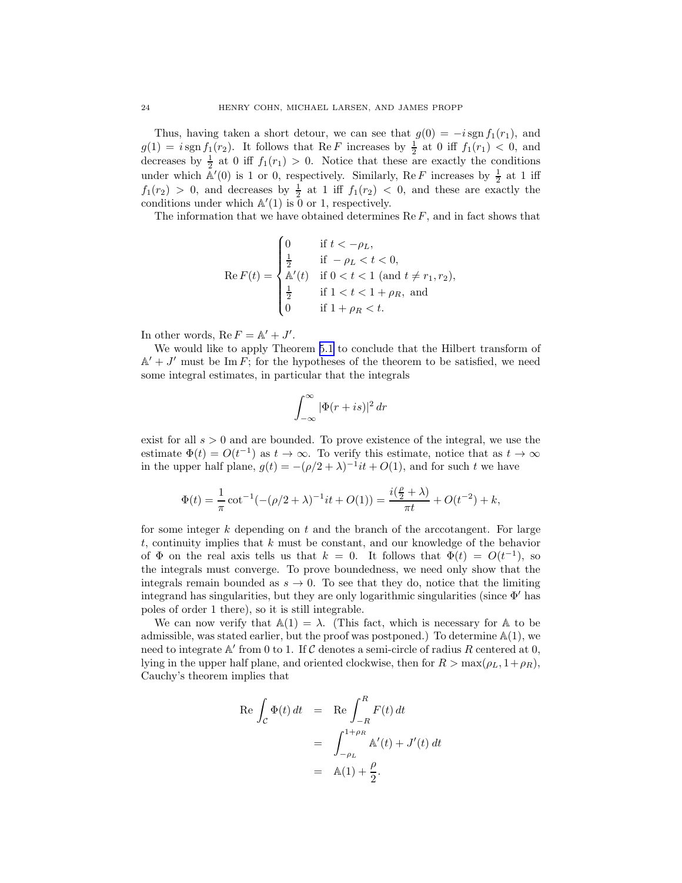Thus, having taken a short detour, we can see that $g(0) = -i \operatorname{sgn} f_1(r_1)$, and $g(1) = i \operatorname{sgn} f_1(r_2)$. It follows that $\operatorname{Re} F$ increases by $\frac{1}{2}$ at 0 iff $f_1(r_1) < 0$, and decreases by $\frac{1}{2}$ at 0 iff $f_1(r_1) > 0$. Notice that these are exactly the conditions under which $\mathbb{A}'(0)$ is 1 or 0, respectively. Similarly, $\operatorname{Re} F$ increases by $\frac{1}{2}$ at 1 iff $f_1(r_2) > 0$, and decreases by $\frac{1}{2}$ at 1 iff $f_1(r_2) < 0$, and these are exactly the conditions under which $\mathbb{A}'(1)$ is 0 or 1, respectively.

The information that we have obtained determines $\operatorname{Re} F$, and in fact shows that

$$\operatorname{Re} F(t) = \begin{cases} 0 & \text{if } t < -\rho_L, \\ \frac{1}{2} & \text{if } -\rho_L < t < 0, \\ \mathbb{A}'(t) & \text{if } 0 < t < 1 \text{ (and } t \neq r_1, r_2), \\ \frac{1}{2} & \text{if } 1 < t < 1 + \rho_R, \text{ and} \\ 0 & \text{if } 1 + \rho_R < t. \end{cases}$$

In other words, $\operatorname{Re} F = \mathbb{A}' + J'$.

We would like to apply Theorem 5.1 to conclude that the Hilbert transform of $\mathbb{A}' + J'$ must be $\operatorname{Im} F$; for the hypotheses of the theorem to be satisfied, we need some integral estimates, in particular that the integrals

$$\int_{-\infty}^{\infty} |\Phi(r + is)|^2 \, dr$$

exist for all $s > 0$ and are bounded. To prove existence of the integral, we use the estimate $\Phi(t) = O(t^{-1})$ as $t \to \infty$. To verify this estimate, notice that as $t \to \infty$ in the upper half plane, $g(t) = -(\rho/2 + \lambda)^{-1} it + O(1)$, and for such $t$ we have

$$\Phi(t) = \frac{1}{\pi} \cot^{-1}(-(\rho/2 + \lambda)^{-1} it + O(1)) = \frac{i(\frac{\rho}{2} + \lambda)}{\pi t} + O(t^{-2}) + k,$$

for some integer $k$ depending on $t$ and the branch of the arccotangent. For large $t$, continuity implies that $k$ must be constant, and our knowledge of the behavior of $\Phi$ on the real axis tells us that $k = 0$. It follows that $\Phi(t) = O(t^{-1})$, so the integrals must converge. To prove boundedness, we need only show that the integrals remain bounded as $s \to 0$. To see that they do, notice that the limiting integrand has singularities, but they are only logarithmic singularities (since $\Phi'$ has poles of order 1 there), so it is still integrable.

We can now verify that $\mathbb{A}(1) = \lambda$. (This fact, which is necessary for $\mathbb{A}$ to be admissible, was stated earlier, but the proof was postponed.) To determine $\mathbb{A}(1)$, we need to integrate $\mathbb{A}'$ from 0 to 1. If $\mathcal{C}$ denotes a semi-circle of radius $R$ centered at 0, lying in the upper half plane, and oriented clockwise, then for $R > \max(\rho_L, 1 + \rho_R)$, Cauchy's theorem implies that

$$\begin{aligned} \operatorname{Re} \int_{\mathcal{C}} \Phi(t) \, dt &= \operatorname{Re} \int_{-R}^{R} F(t) \, dt \\ &= \int_{-\rho_L}^{1+\rho_R} \mathbb{A}'(t) + J'(t) \, dt \\ &= \mathbb{A}(1) + \frac{\rho}{2}. \end{aligned}$$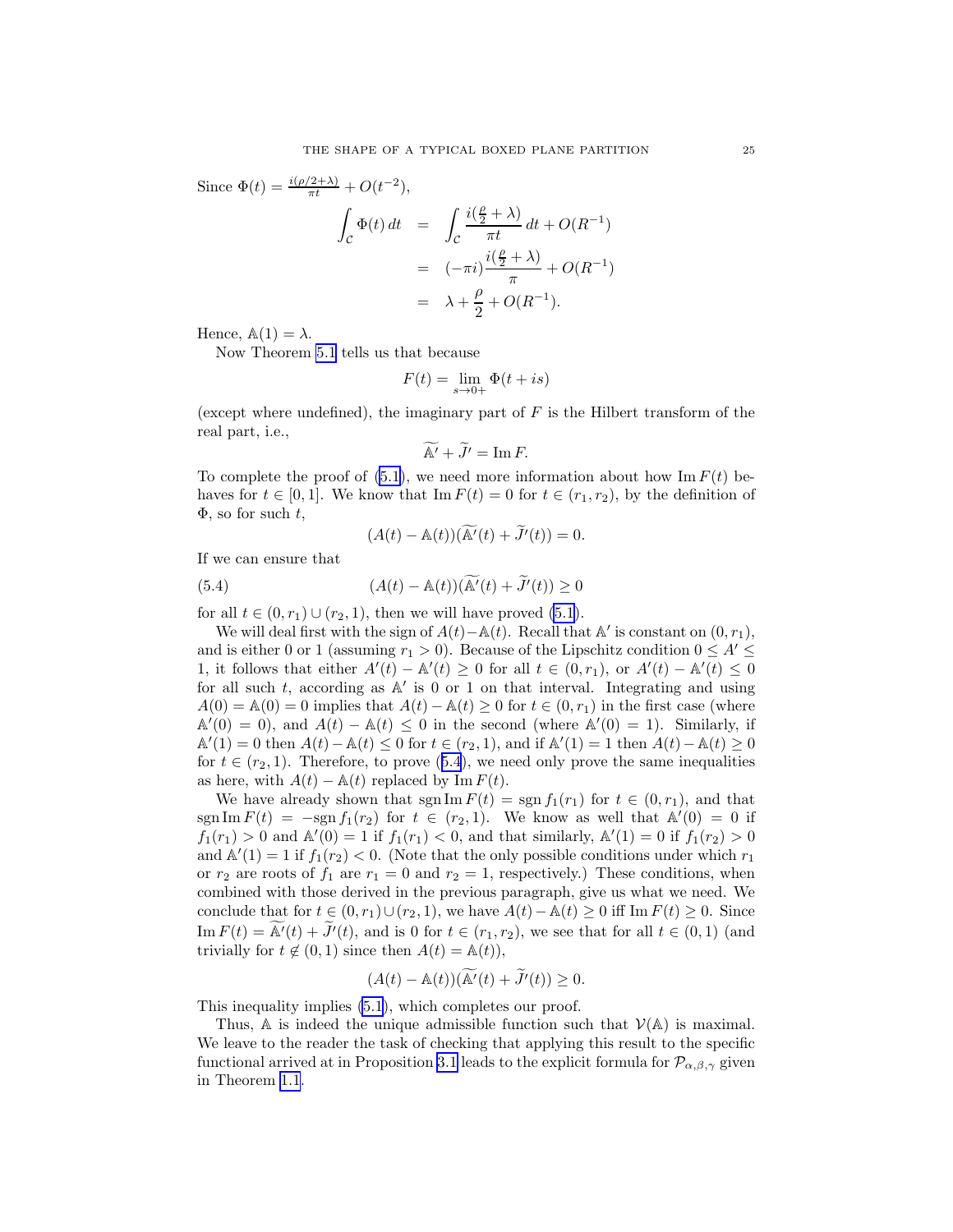Since $\Phi(t) = \frac{i(\rho/2+\lambda)}{\pi t} + O(t^{-2})$,

$$\begin{aligned}
\int_{\mathcal{C}} \Phi(t)\,dt &= \int_{\mathcal{C}} \frac{i(\frac{\rho}{2}+\lambda)}{\pi t}\,dt + O(R^{-1}) \\
&= (-\pi i)\frac{i(\frac{\rho}{2}+\lambda)}{\pi} + O(R^{-1}) \\
&= \lambda + \frac{\rho}{2} + O(R^{-1}).
\end{aligned}$$

Hence, $\mathbb{A}(1) = \lambda$.

Now Theorem 5.1 tells us that because

$$F(t) = \lim_{s\to 0+} \Phi(t+is)$$

(except where undefined), the imaginary part of $F$ is the Hilbert transform of the real part, i.e.,

$$\widetilde{\mathbb{A}'} + \widetilde{J}' = \operatorname{Im} F.$$

To complete the proof of (5.1), we need more information about how $\operatorname{Im} F(t)$ behaves for $t \in [0,1]$. We know that $\operatorname{Im} F(t) = 0$ for $t \in (r_1, r_2)$, by the definition of $\Phi$, so for such $t$,

$$(A(t) - \mathbb{A}(t))(\widetilde{\mathbb{A}'}(t) + \widetilde{J}'(t)) = 0.$$

If we can ensure that

$$(A(t) - \mathbb{A}(t))(\widetilde{\mathbb{A}'}(t) + \widetilde{J}'(t)) \geq 0 \tag{5.4}$$

for all $t \in (0, r_1) \cup (r_2, 1)$, then we will have proved (5.1).

We will deal first with the sign of $A(t) - \mathbb{A}(t)$. Recall that $\mathbb{A}'$ is constant on $(0, r_1)$, and is either 0 or 1 (assuming $r_1 > 0$). Because of the Lipschitz condition $0 \leq A' \leq 1$, it follows that either $A'(t) - \mathbb{A}'(t) \geq 0$ for all $t \in (0, r_1)$, or $A'(t) - \mathbb{A}'(t) \leq 0$ for all such $t$, according as $\mathbb{A}'$ is 0 or 1 on that interval. Integrating and using $A(0) = \mathbb{A}(0) = 0$ implies that $A(t) - \mathbb{A}(t) \geq 0$ for $t \in (0, r_1)$ in the first case (where $\mathbb{A}'(0) = 0$), and $A(t) - \mathbb{A}(t) \leq 0$ in the second (where $\mathbb{A}'(0) = 1$). Similarly, if $\mathbb{A}'(1) = 0$ then $A(t) - \mathbb{A}(t) \leq 0$ for $t \in (r_2, 1)$, and if $\mathbb{A}'(1) = 1$ then $A(t) - \mathbb{A}(t) \geq 0$ for $t \in (r_2, 1)$. Therefore, to prove (5.4), we need only prove the same inequalities as here, with $A(t) - \mathbb{A}(t)$ replaced by $\operatorname{Im} F(t)$.

We have already shown that $\operatorname{sgn} \operatorname{Im} F(t) = \operatorname{sgn} f_1(r_1)$ for $t \in (0, r_1)$, and that $\operatorname{sgn} \operatorname{Im} F(t) = -\operatorname{sgn} f_1(r_2)$ for $t \in (r_2, 1)$. We know as well that $\mathbb{A}'(0) = 0$ if $f_1(r_1) > 0$ and $\mathbb{A}'(0) = 1$ if $f_1(r_1) < 0$, and that similarly, $\mathbb{A}'(1) = 0$ if $f_1(r_2) > 0$ and $\mathbb{A}'(1) = 1$ if $f_1(r_2) < 0$. (Note that the only possible conditions under which $r_1$ or $r_2$ are roots of $f_1$ are $r_1 = 0$ and $r_2 = 1$, respectively.) These conditions, when combined with those derived in the previous paragraph, give us what we need. We conclude that for $t \in (0, r_1) \cup (r_2, 1)$, we have $A(t) - \mathbb{A}(t) \geq 0$ iff $\operatorname{Im} F(t) \geq 0$. Since $\operatorname{Im} F(t) = \widetilde{\mathbb{A}'}(t) + \widetilde{J}'(t)$, and is 0 for $t \in (r_1, r_2)$, we see that for all $t \in (0,1)$ (and trivially for $t \notin (0,1)$ since then $A(t) = \mathbb{A}(t)$),

$$(A(t) - \mathbb{A}(t))(\widetilde{\mathbb{A}'}(t) + \widetilde{J}'(t)) \geq 0.$$

This inequality implies (5.1), which completes our proof.

Thus, $\mathbb{A}$ is indeed the unique admissible function such that $\mathcal{V}(\mathbb{A})$ is maximal. We leave to the reader the task of checking that applying this result to the specific functional arrived at in Proposition 3.1 leads to the explicit formula for $\mathcal{P}_{\alpha,\beta,\gamma}$ given in Theorem 1.1.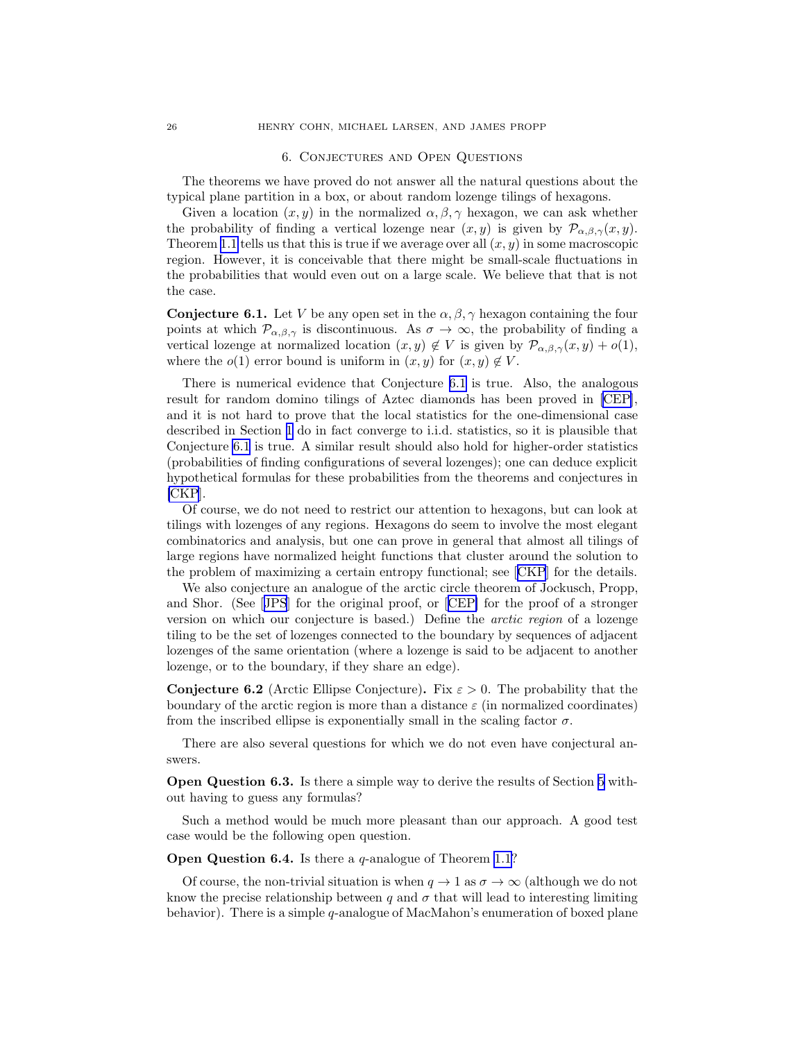## 6. Conjectures and Open Questions

The theorems we have proved do not answer all the natural questions about the typical plane partition in a box, or about random lozenge tilings of hexagons.

Given a location $(x, y)$ in the normalized $\alpha, \beta, \gamma$ hexagon, we can ask whether the probability of finding a vertical lozenge near $(x, y)$ is given by $\mathcal{P}_{\alpha,\beta,\gamma}(x, y)$. Theorem 1.1 tells us that this is true if we average over all $(x, y)$ in some macroscopic region. However, it is conceivable that there might be small-scale fluctuations in the probabilities that would even out on a large scale. We believe that that is not the case.

**Conjecture 6.1.** Let $V$ be any open set in the $\alpha, \beta, \gamma$ hexagon containing the four points at which $\mathcal{P}_{\alpha,\beta,\gamma}$ is discontinuous. As $\sigma \to \infty$, the probability of finding a vertical lozenge at normalized location $(x, y) \notin V$ is given by $\mathcal{P}_{\alpha,\beta,\gamma}(x, y) + o(1)$, where the $o(1)$ error bound is uniform in $(x, y)$ for $(x, y) \notin V$.

There is numerical evidence that Conjecture 6.1 is true. Also, the analogous result for random domino tilings of Aztec diamonds has been proved in [CEP], and it is not hard to prove that the local statistics for the one-dimensional case described in Section 1 do in fact converge to i.i.d. statistics, so it is plausible that Conjecture 6.1 is true. A similar result should also hold for higher-order statistics (probabilities of finding configurations of several lozenges); one can deduce explicit hypothetical formulas for these probabilities from the theorems and conjectures in [CKP].

Of course, we do not need to restrict our attention to hexagons, but can look at tilings with lozenges of any regions. Hexagons do seem to involve the most elegant combinatorics and analysis, but one can prove in general that almost all tilings of large regions have normalized height functions that cluster around the solution to the problem of maximizing a certain entropy functional; see [CKP] for the details.

We also conjecture an analogue of the arctic circle theorem of Jockusch, Propp, and Shor. (See [JPS] for the original proof, or [CEP] for the proof of a stronger version on which our conjecture is based.) Define the *arctic region* of a lozenge tiling to be the set of lozenges connected to the boundary by sequences of adjacent lozenges of the same orientation (where a lozenge is said to be adjacent to another lozenge, or to the boundary, if they share an edge).

**Conjecture 6.2** (Arctic Ellipse Conjecture)**.** Fix $\varepsilon > 0$. The probability that the boundary of the arctic region is more than a distance $\varepsilon$ (in normalized coordinates) from the inscribed ellipse is exponentially small in the scaling factor $\sigma$.

There are also several questions for which we do not even have conjectural answers.

**Open Question 6.3.** Is there a simple way to derive the results of Section 5 without having to guess any formulas?

Such a method would be much more pleasant than our approach. A good test case would be the following open question.

**Open Question 6.4.** Is there a $q$-analogue of Theorem 1.1?

Of course, the non-trivial situation is when $q \to 1$ as $\sigma \to \infty$ (although we do not know the precise relationship between $q$ and $\sigma$ that will lead to interesting limiting behavior). There is a simple $q$-analogue of MacMahon's enumeration of boxed plane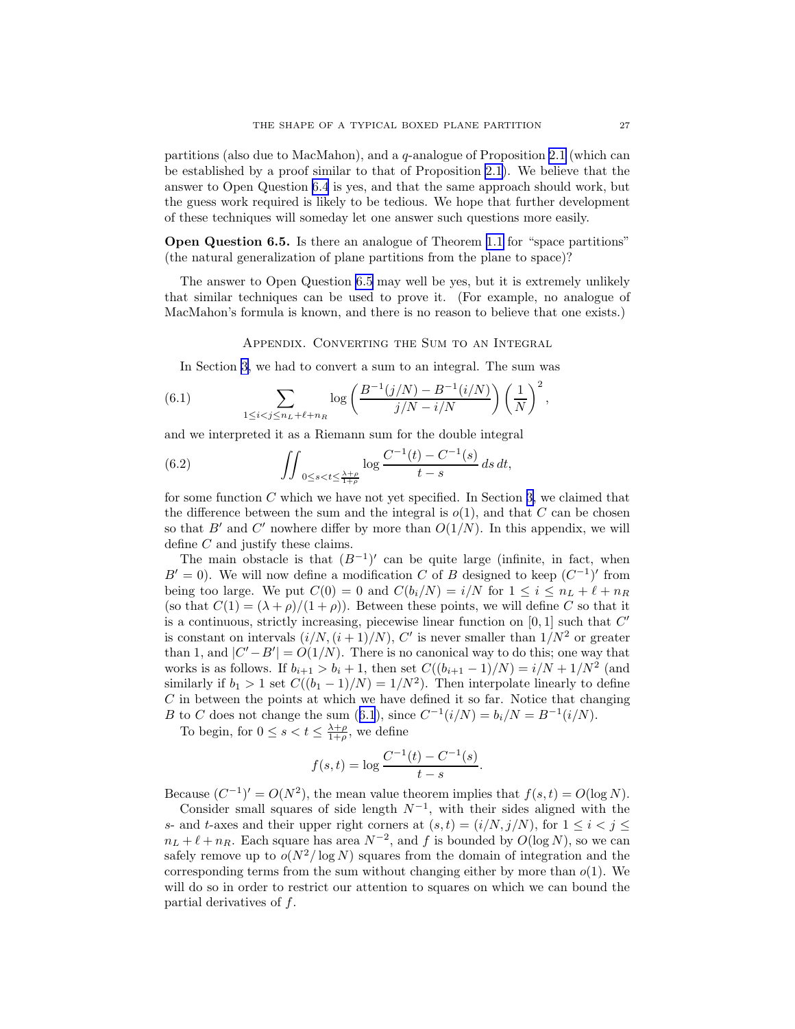partitions (also due to MacMahon), and a $q$-analogue of Proposition 2.1 (which can be established by a proof similar to that of Proposition 2.1). We believe that the answer to Open Question 6.4 is yes, and that the same approach should work, but the guess work required is likely to be tedious. We hope that further development of these techniques will someday let one answer such questions more easily.

**Open Question 6.5.** Is there an analogue of Theorem 1.1 for "space partitions" (the natural generalization of plane partitions from the plane to space)?

The answer to Open Question 6.5 may well be yes, but it is extremely unlikely that similar techniques can be used to prove it. (For example, no analogue of MacMahon's formula is known, and there is no reason to believe that one exists.)

## Appendix. Converting the Sum to an Integral

In Section 3, we had to convert a sum to an integral. The sum was

$$\sum_{1 \leq i < j \leq n_L + \ell + n_R} \log \left( \frac{B^{-1}(j/N) - B^{-1}(i/N)}{j/N - i/N} \right) \left( \frac{1}{N} \right)^2, \tag{6.1}$$

and we interpreted it as a Riemann sum for the double integral

$$\iint_{0 \leq s < t \leq \frac{\lambda+\rho}{1+\rho}} \log \frac{C^{-1}(t) - C^{-1}(s)}{t-s} \, ds \, dt, \tag{6.2}$$

for some function $C$ which we have not yet specified. In Section 3, we claimed that the difference between the sum and the integral is $o(1)$, and that $C$ can be chosen so that $B'$ and $C'$ nowhere differ by more than $O(1/N)$. In this appendix, we will define $C$ and justify these claims.

The main obstacle is that $(B^{-1})'$ can be quite large (infinite, in fact, when $B' = 0$). We will now define a modification $C$ of $B$ designed to keep $(C^{-1})'$ from being too large. We put $C(0) = 0$ and $C(b_i/N) = i/N$ for $1 \leq i \leq n_L + \ell + n_R$ (so that $C(1) = (\lambda + \rho)/(1 + \rho)$). Between these points, we will define $C$ so that it is a continuous, strictly increasing, piecewise linear function on $[0, 1]$ such that $C'$ is constant on intervals $(i/N, (i + 1)/N)$, $C'$ is never smaller than $1/N^2$ or greater than 1, and $|C' - B'| = O(1/N)$. There is no canonical way to do this; one way that works is as follows. If $b_{i+1} > b_i + 1$, then set $C((b_{i+1} - 1)/N) = i/N + 1/N^2$ (and similarly if $b_1 > 1$ set $C((b_1 - 1)/N) = 1/N^2$). Then interpolate linearly to define $C$ in between the points at which we have defined it so far. Notice that changing $B$ to $C$ does not change the sum (6.1), since $C^{-1}(i/N) = b_i/N = B^{-1}(i/N)$.

To begin, for $0 \leq s < t \leq \frac{\lambda+\rho}{1+\rho}$, we define

$$f(s, t) = \log \frac{C^{-1}(t) - C^{-1}(s)}{t - s}.$$

Because $(C^{-1})' = O(N^2)$, the mean value theorem implies that $f(s, t) = O(\log N)$.

Consider small squares of side length $N^{-1}$, with their sides aligned with the $s$- and $t$-axes and their upper right corners at $(s, t) = (i/N, j/N)$, for $1 \leq i < j \leq n_L + \ell + n_R$. Each square has area $N^{-2}$, and $f$ is bounded by $O(\log N)$, so we can safely remove up to $o(N^2/\log N)$ squares from the domain of integration and the corresponding terms from the sum without changing either by more than $o(1)$. We will do so in order to restrict our attention to squares on which we can bound the partial derivatives of $f$.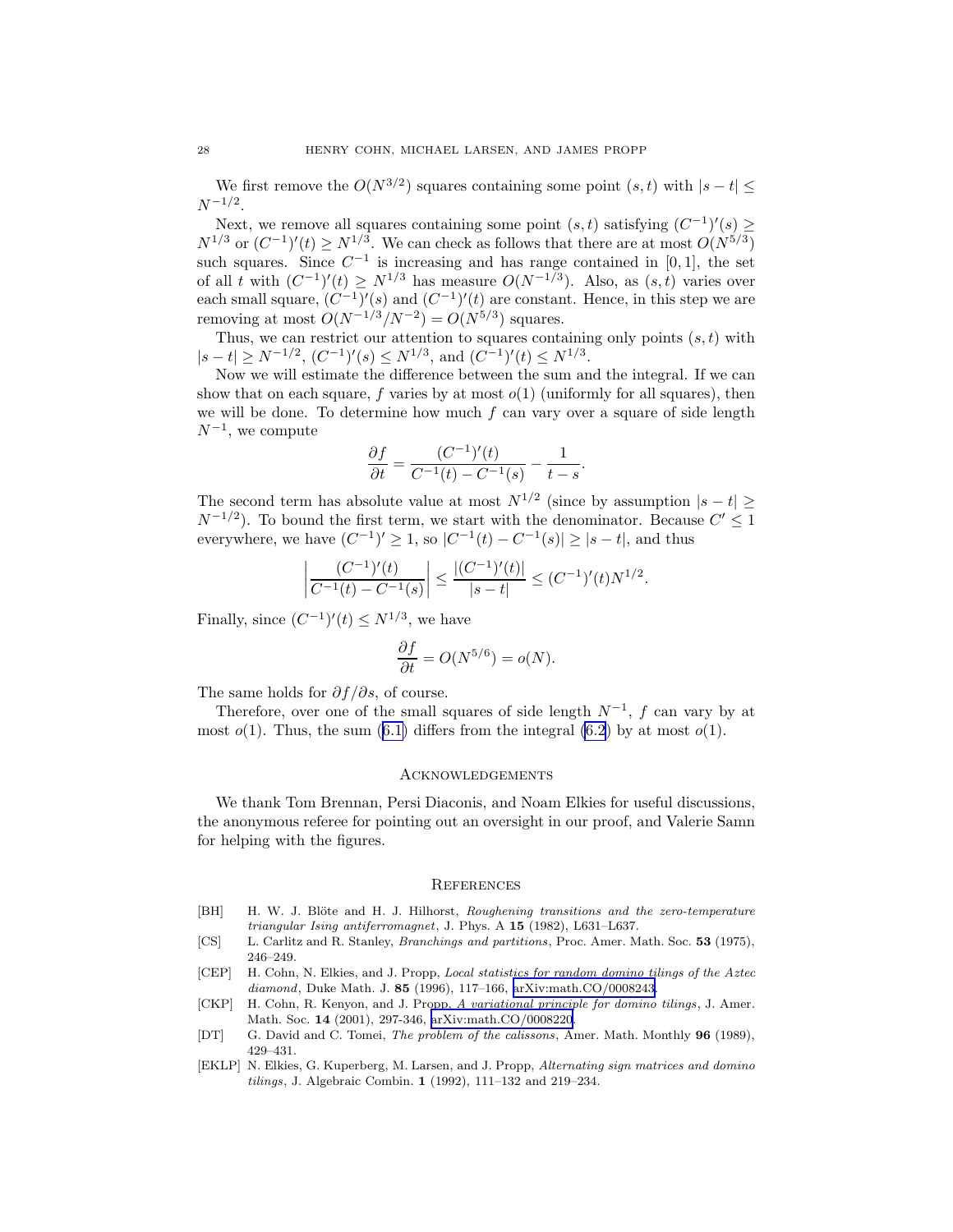We first remove the $O(N^{3/2})$ squares containing some point $(s,t)$ with $|s-t| \leq N^{-1/2}$.

Next, we remove all squares containing some point $(s,t)$ satisfying $(C^{-1})'(s) \geq N^{1/3}$ or $(C^{-1})'(t) \geq N^{1/3}$. We can check as follows that there are at most $O(N^{5/3})$ such squares. Since $C^{-1}$ is increasing and has range contained in $[0,1]$, the set of all $t$ with $(C^{-1})'(t) \geq N^{1/3}$ has measure $O(N^{-1/3})$. Also, as $(s,t)$ varies over each small square, $(C^{-1})'(s)$ and $(C^{-1})'(t)$ are constant. Hence, in this step we are removing at most $O(N^{-1/3}/N^{-2}) = O(N^{5/3})$ squares.

Thus, we can restrict our attention to squares containing only points $(s,t)$ with $|s-t| \geq N^{-1/2}$, $(C^{-1})'(s) \leq N^{1/3}$, and $(C^{-1})'(t) \leq N^{1/3}$.

Now we will estimate the difference between the sum and the integral. If we can show that on each square, $f$ varies by at most $o(1)$ (uniformly for all squares), then we will be done. To determine how much $f$ can vary over a square of side length $N^{-1}$, we compute

$$\frac{\partial f}{\partial t} = \frac{(C^{-1})'(t)}{C^{-1}(t) - C^{-1}(s)} - \frac{1}{t-s}.$$

The second term has absolute value at most $N^{1/2}$ (since by assumption $|s-t| \geq N^{-1/2}$). To bound the first term, we start with the denominator. Because $C' \leq 1$ everywhere, we have $(C^{-1})' \geq 1$, so $|C^{-1}(t) - C^{-1}(s)| \geq |s-t|$, and thus

$$\left| \frac{(C^{-1})'(t)}{C^{-1}(t) - C^{-1}(s)} \right| \leq \frac{|(C^{-1})'(t)|}{|s-t|} \leq (C^{-1})'(t) N^{1/2}.$$

Finally, since $(C^{-1})'(t) \leq N^{1/3}$, we have

$$\frac{\partial f}{\partial t} = O(N^{5/6}) = o(N).$$

The same holds for $\partial f / \partial s$, of course.

Therefore, over one of the small squares of side length $N^{-1}$, $f$ can vary by at most $o(1)$. Thus, the sum (6.1) differs from the integral (6.2) by at most $o(1)$.

## Acknowledgements

We thank Tom Brennan, Persi Diaconis, and Noam Elkies for useful discussions, the anonymous referee for pointing out an oversight in our proof, and Valerie Samn for helping with the figures.

## References

[BH] H. W. J. Blöte and H. J. Hilhorst, *Roughening transitions and the zero-temperature triangular Ising antiferromagnet*, J. Phys. A **15** (1982), L631–L637.

[CS] L. Carlitz and R. Stanley, *Branchings and partitions*, Proc. Amer. Math. Soc. **53** (1975), 246–249.

[CEP] H. Cohn, N. Elkies, and J. Propp, *Local statistics for random domino tilings of the Aztec diamond*, Duke Math. J. **85** (1996), 117–166, arXiv:math.CO/0008243.

[CKP] H. Cohn, R. Kenyon, and J. Propp, *A variational principle for domino tilings*, J. Amer. Math. Soc. **14** (2001), 297-346, arXiv:math.CO/0008220.

[DT] G. David and C. Tomei, *The problem of the calissons*, Amer. Math. Monthly **96** (1989), 429–431.

[EKLP] N. Elkies, G. Kuperberg, M. Larsen, and J. Propp, *Alternating sign matrices and domino tilings*, J. Algebraic Combin. **1** (1992), 111–132 and 219–234.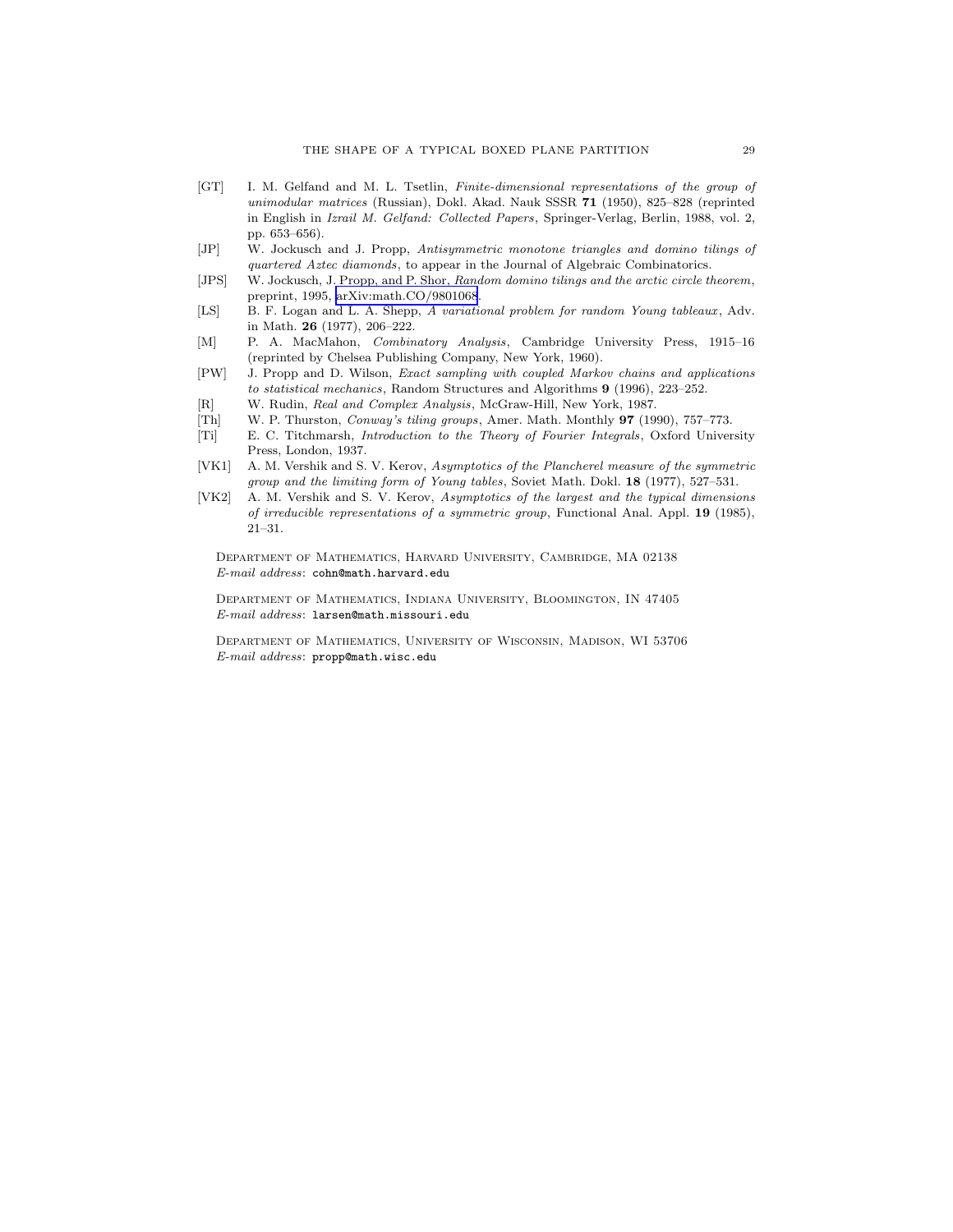[GT] I. M. Gelfand and M. L. Tsetlin, *Finite-dimensional representations of the group of unimodular matrices* (Russian), Dokl. Akad. Nauk SSSR **71** (1950), 825–828 (reprinted in English in *Izrail M. Gelfand: Collected Papers*, Springer-Verlag, Berlin, 1988, vol. 2, pp. 653–656).

[JP] W. Jockusch and J. Propp, *Antisymmetric monotone triangles and domino tilings of quartered Aztec diamonds*, to appear in the Journal of Algebraic Combinatorics.

[JPS] W. Jockusch, J. Propp, and P. Shor, *Random domino tilings and the arctic circle theorem*, preprint, 1995, arXiv:math.CO/9801068.

[LS] B. F. Logan and L. A. Shepp, *A variational problem for random Young tableaux*, Adv. in Math. **26** (1977), 206–222.

[M] P. A. MacMahon, *Combinatory Analysis*, Cambridge University Press, 1915–16 (reprinted by Chelsea Publishing Company, New York, 1960).

[PW] J. Propp and D. Wilson, *Exact sampling with coupled Markov chains and applications to statistical mechanics*, Random Structures and Algorithms **9** (1996), 223–252.

[R] W. Rudin, *Real and Complex Analysis*, McGraw-Hill, New York, 1987.

[Th] W. P. Thurston, *Conway's tiling groups*, Amer. Math. Monthly **97** (1990), 757–773.

[Ti] E. C. Titchmarsh, *Introduction to the Theory of Fourier Integrals*, Oxford University Press, London, 1937.

[VK1] A. M. Vershik and S. V. Kerov, *Asymptotics of the Plancherel measure of the symmetric group and the limiting form of Young tables*, Soviet Math. Dokl. **18** (1977), 527–531.

[VK2] A. M. Vershik and S. V. Kerov, *Asymptotics of the largest and the typical dimensions of irreducible representations of a symmetric group*, Functional Anal. Appl. **19** (1985), 21–31.

Department of Mathematics, Harvard University, Cambridge, MA 02138
*E-mail address*: `cohn@math.harvard.edu`

Department of Mathematics, Indiana University, Bloomington, IN 47405
*E-mail address*: `larsen@math.missouri.edu`

Department of Mathematics, University of Wisconsin, Madison, WI 53706
*E-mail address*: `propp@math.wisc.edu`